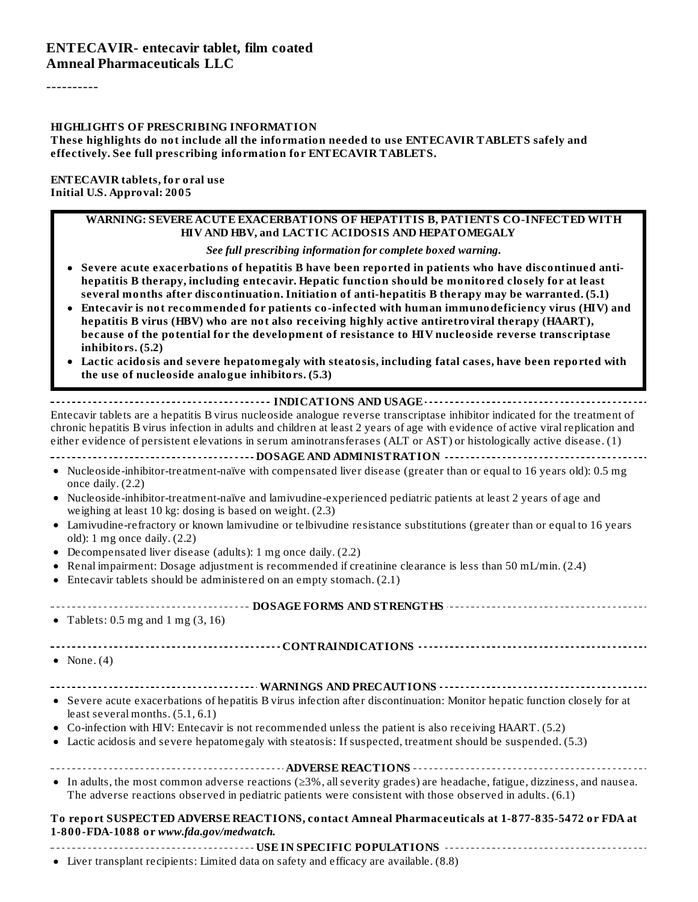# ENTECAVIR- entecavir tablet, film coated
## Amneal Pharmaceuticals LLC

----------

**HIGHLIGHTS OF PRESCRIBING INFORMATION**
**These highlights do not include all the information needed to use ENTECAVIR TABLETS safely and effectively. See full prescribing information for ENTECAVIR TABLETS.**

**ENTECAVIR tablets, for oral use**
**Initial U.S. Approval: 2005**

**WARNING: SEVERE ACUTE EXACERBATIONS OF HEPATITIS B, PATIENTS CO-INFECTED WITH HIV AND HBV, and LACTIC ACIDOSIS AND HEPATOMEGALY**

*See full prescribing information for complete boxed warning.*

- **Severe acute exacerbations of hepatitis B have been reported in patients who have discontinued anti-hepatitis B therapy, including entecavir. Hepatic function should be monitored closely for at least several months after discontinuation. Initiation of anti-hepatitis B therapy may be warranted. (5.1)**
- **Entecavir is not recommended for patients co-infected with human immunodeficiency virus (HIV) and hepatitis B virus (HBV) who are not also receiving highly active antiretroviral therapy (HAART), because of the potential for the development of resistance to HIV nucleoside reverse transcriptase inhibitors. (5.2)**
- **Lactic acidosis and severe hepatomegaly with steatosis, including fatal cases, have been reported with the use of nucleoside analogue inhibitors. (5.3)**

**INDICATIONS AND USAGE**

Entecavir tablets are a hepatitis B virus nucleoside analogue reverse transcriptase inhibitor indicated for the treatment of chronic hepatitis B virus infection in adults and children at least 2 years of age with evidence of active viral replication and either evidence of persistent elevations in serum aminotransferases (ALT or AST) or histologically active disease. (1)

**DOSAGE AND ADMINISTRATION**

- Nucleoside-inhibitor-treatment-naïve with compensated liver disease (greater than or equal to 16 years old): 0.5 mg once daily. (2.2)
- Nucleoside-inhibitor-treatment-naïve and lamivudine-experienced pediatric patients at least 2 years of age and weighing at least 10 kg: dosing is based on weight. (2.3)
- Lamivudine-refractory or known lamivudine or telbivudine resistance substitutions (greater than or equal to 16 years old): 1 mg once daily. (2.2)
- Decompensated liver disease (adults): 1 mg once daily. (2.2)
- Renal impairment: Dosage adjustment is recommended if creatinine clearance is less than 50 mL/min. (2.4)
- Entecavir tablets should be administered on an empty stomach. (2.1)

**DOSAGE FORMS AND STRENGTHS**

- Tablets: 0.5 mg and 1 mg (3, 16)

**CONTRAINDICATIONS**

- None. (4)

**WARNINGS AND PRECAUTIONS**

- Severe acute exacerbations of hepatitis B virus infection after discontinuation: Monitor hepatic function closely for at least several months. (5.1, 6.1)
- Co-infection with HIV: Entecavir is not recommended unless the patient is also receiving HAART. (5.2)
- Lactic acidosis and severe hepatomegaly with steatosis: If suspected, treatment should be suspended. (5.3)

**ADVERSE REACTIONS**

- In adults, the most common adverse reactions (≥3%, all severity grades) are headache, fatigue, dizziness, and nausea. The adverse reactions observed in pediatric patients were consistent with those observed in adults. (6.1)

**To report SUSPECTED ADVERSE REACTIONS, contact Amneal Pharmaceuticals at 1-877-835-5472 or FDA at 1-800-FDA-1088 or *www.fda.gov/medwatch.***

**USE IN SPECIFIC POPULATIONS**

- Liver transplant recipients: Limited data on safety and efficacy are available. (8.8)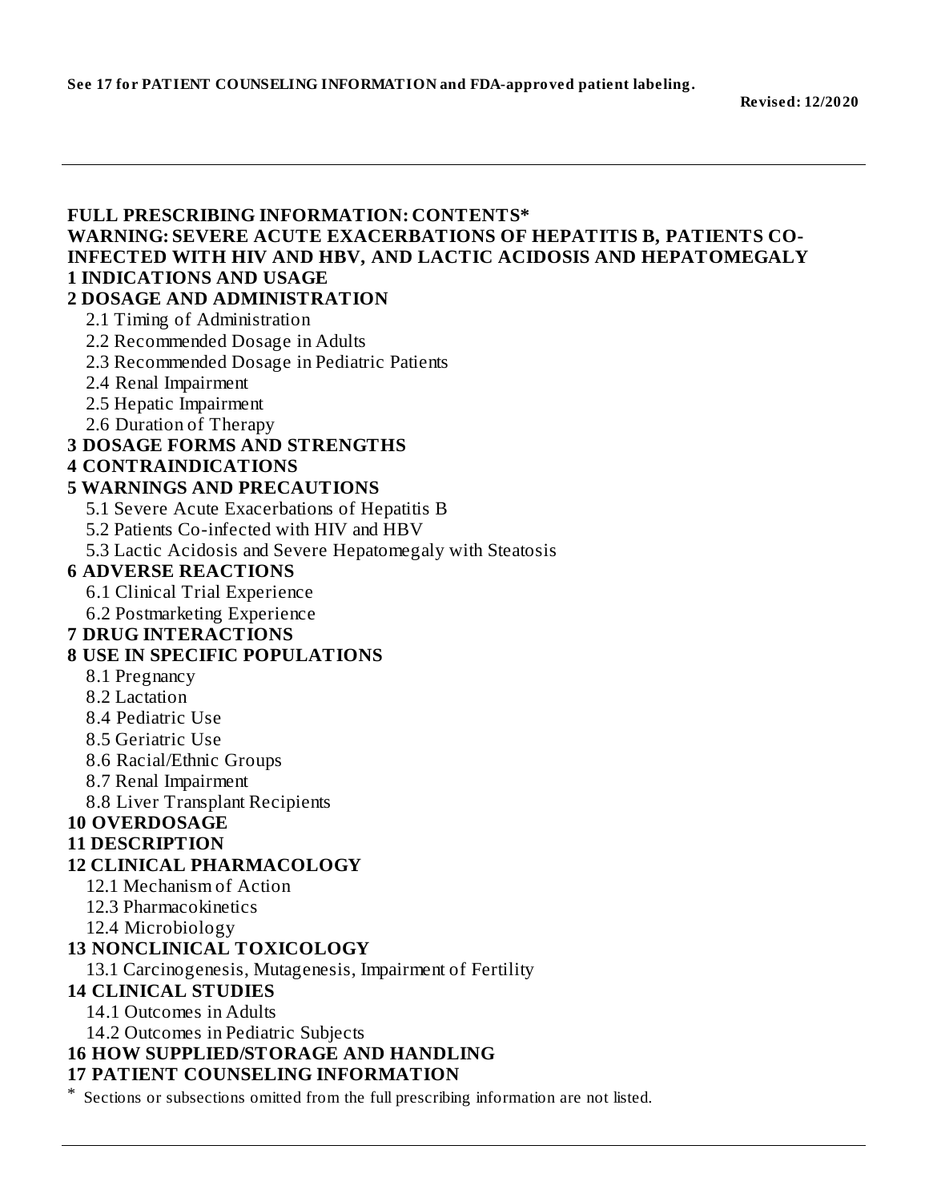**See 17 for PATIENT COUNSELING INFORMATION and FDA-approved patient labeling.**

**Revised: 12/2020**

---

## FULL PRESCRIBING INFORMATION: CONTENTS*

**WARNING: SEVERE ACUTE EXACERBATIONS OF HEPATITIS B, PATIENTS CO-INFECTED WITH HIV AND HBV, AND LACTIC ACIDOSIS AND HEPATOMEGALY**

**1 INDICATIONS AND USAGE**

**2 DOSAGE AND ADMINISTRATION**

- 2.1 Timing of Administration
- 2.2 Recommended Dosage in Adults
- 2.3 Recommended Dosage in Pediatric Patients
- 2.4 Renal Impairment
- 2.5 Hepatic Impairment
- 2.6 Duration of Therapy

**3 DOSAGE FORMS AND STRENGTHS**

**4 CONTRAINDICATIONS**

**5 WARNINGS AND PRECAUTIONS**

- 5.1 Severe Acute Exacerbations of Hepatitis B
- 5.2 Patients Co-infected with HIV and HBV
- 5.3 Lactic Acidosis and Severe Hepatomegaly with Steatosis

**6 ADVERSE REACTIONS**

- 6.1 Clinical Trial Experience
- 6.2 Postmarketing Experience

**7 DRUG INTERACTIONS**

**8 USE IN SPECIFIC POPULATIONS**

- 8.1 Pregnancy
- 8.2 Lactation
- 8.4 Pediatric Use
- 8.5 Geriatric Use
- 8.6 Racial/Ethnic Groups
- 8.7 Renal Impairment
- 8.8 Liver Transplant Recipients

**10 OVERDOSAGE**

**11 DESCRIPTION**

**12 CLINICAL PHARMACOLOGY**

- 12.1 Mechanism of Action
- 12.3 Pharmacokinetics
- 12.4 Microbiology

**13 NONCLINICAL TOXICOLOGY**

- 13.1 Carcinogenesis, Mutagenesis, Impairment of Fertility

**14 CLINICAL STUDIES**

- 14.1 Outcomes in Adults
- 14.2 Outcomes in Pediatric Subjects

**16 HOW SUPPLIED/STORAGE AND HANDLING**

**17 PATIENT COUNSELING INFORMATION**

* Sections or subsections omitted from the full prescribing information are not listed.

---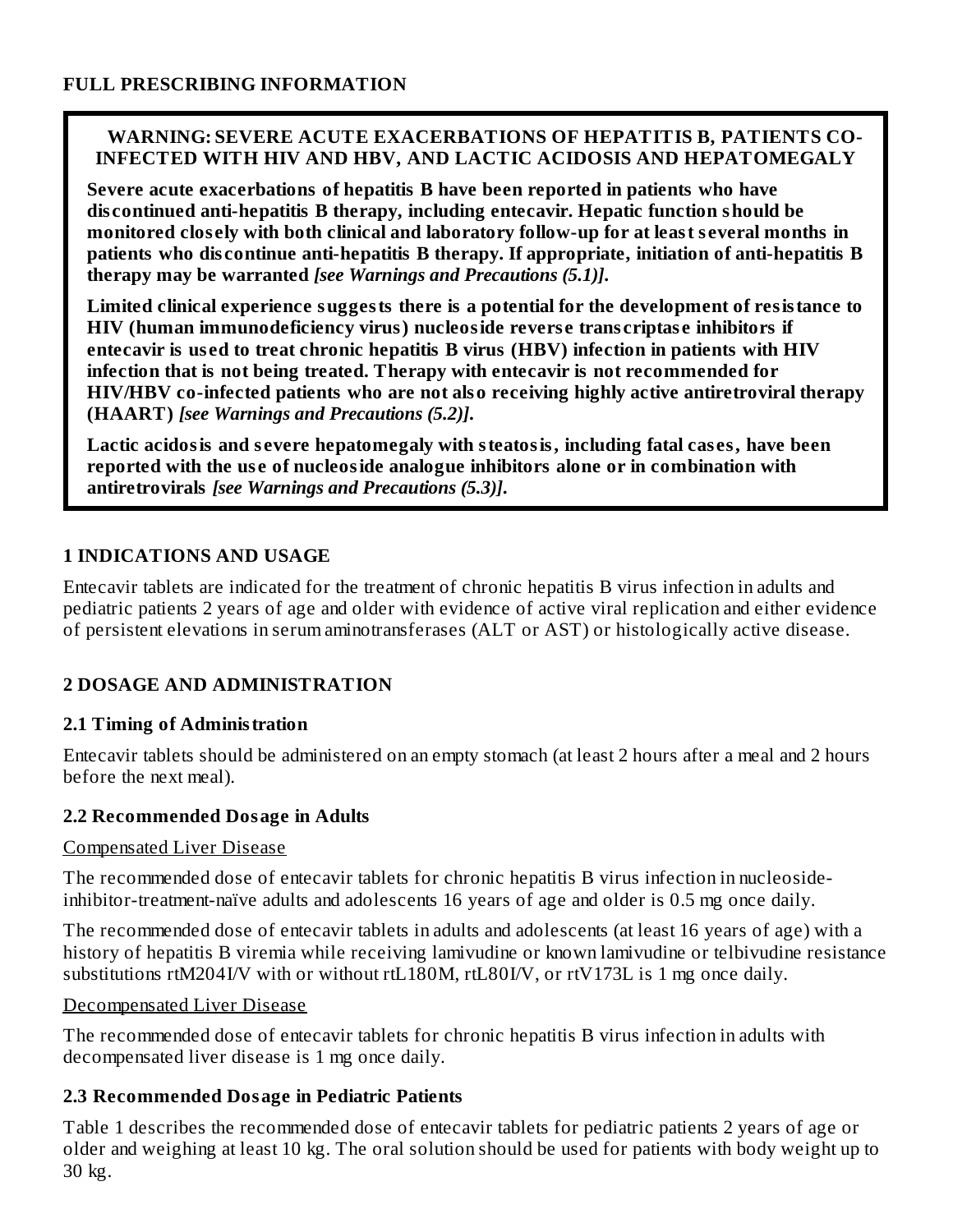# FULL PRESCRIBING INFORMATION

> **WARNING: SEVERE ACUTE EXACERBATIONS OF HEPATITIS B, PATIENTS CO-INFECTED WITH HIV AND HBV, AND LACTIC ACIDOSIS AND HEPATOMEGALY**
>
> **Severe acute exacerbations of hepatitis B have been reported in patients who have discontinued anti-hepatitis B therapy, including entecavir. Hepatic function should be monitored closely with both clinical and laboratory follow-up for at least several months in patients who discontinue anti-hepatitis B therapy. If appropriate, initiation of anti-hepatitis B therapy may be warranted** ***[see Warnings and Precautions (5.1)].***
>
> **Limited clinical experience suggests there is a potential for the development of resistance to HIV (human immunodeficiency virus) nucleoside reverse transcriptase inhibitors if entecavir is used to treat chronic hepatitis B virus (HBV) infection in patients with HIV infection that is not being treated. Therapy with entecavir is not recommended for HIV/HBV co-infected patients who are not also receiving highly active antiretroviral therapy (HAART)** ***[see Warnings and Precautions (5.2)].***
>
> **Lactic acidosis and severe hepatomegaly with steatosis, including fatal cases, have been reported with the use of nucleoside analogue inhibitors alone or in combination with antiretrovirals** ***[see Warnings and Precautions (5.3)].***

## 1 INDICATIONS AND USAGE

Entecavir tablets are indicated for the treatment of chronic hepatitis B virus infection in adults and pediatric patients 2 years of age and older with evidence of active viral replication and either evidence of persistent elevations in serum aminotransferases (ALT or AST) or histologically active disease.

## 2 DOSAGE AND ADMINISTRATION

### 2.1 Timing of Administration

Entecavir tablets should be administered on an empty stomach (at least 2 hours after a meal and 2 hours before the next meal).

### 2.2 Recommended Dosage in Adults

Compensated Liver Disease

The recommended dose of entecavir tablets for chronic hepatitis B virus infection in nucleoside-inhibitor-treatment-naïve adults and adolescents 16 years of age and older is 0.5 mg once daily.

The recommended dose of entecavir tablets in adults and adolescents (at least 16 years of age) with a history of hepatitis B viremia while receiving lamivudine or known lamivudine or telbivudine resistance substitutions rtM204I/V with or without rtL180M, rtL80I/V, or rtV173L is 1 mg once daily.

Decompensated Liver Disease

The recommended dose of entecavir tablets for chronic hepatitis B virus infection in adults with decompensated liver disease is 1 mg once daily.

### 2.3 Recommended Dosage in Pediatric Patients

Table 1 describes the recommended dose of entecavir tablets for pediatric patients 2 years of age or older and weighing at least 10 kg. The oral solution should be used for patients with body weight up to 30 kg.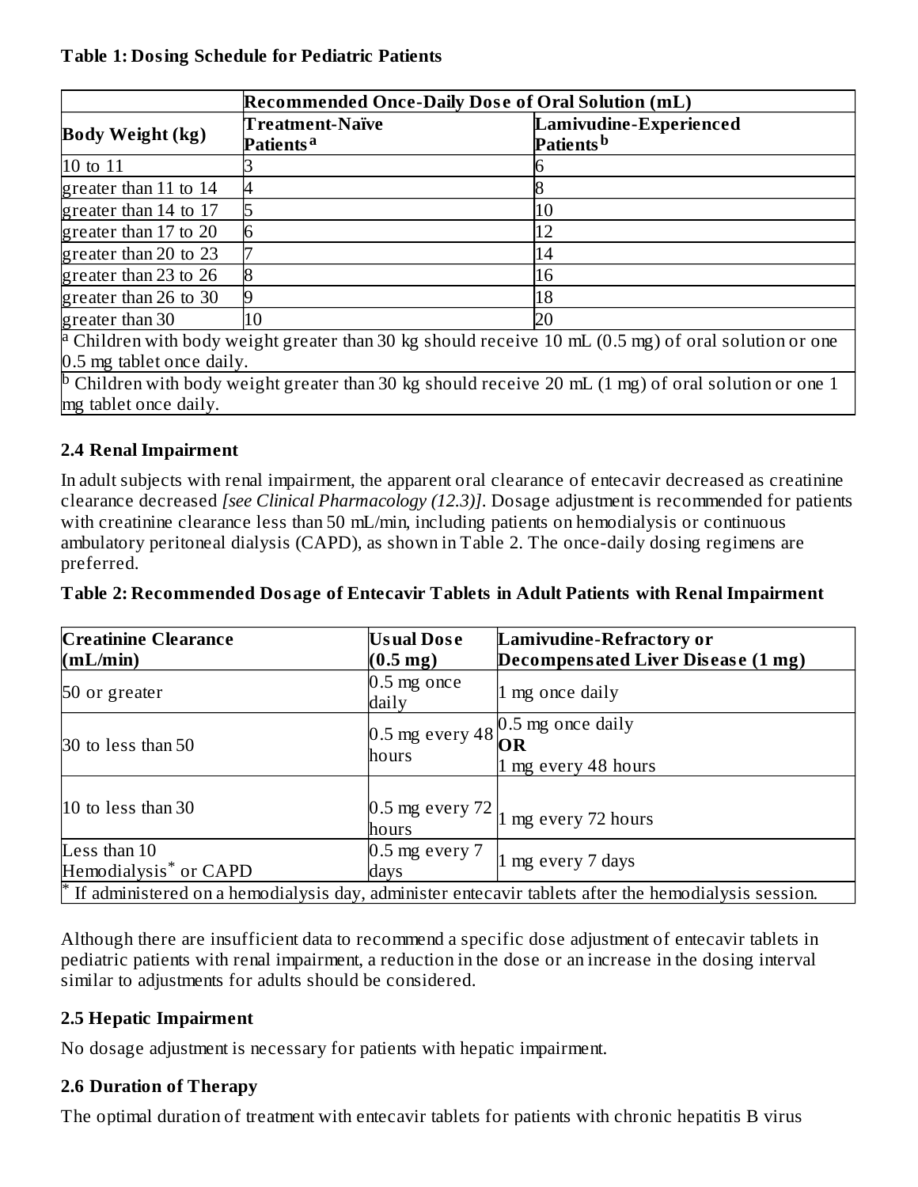**Table 1: Dosing Schedule for Pediatric Patients**

| | **Recommended Once-Daily Dose of Oral Solution (mL)** | |
|---|---|---|
| **Body Weight (kg)** | **Treatment-Naïve Patients[a]** | **Lamivudine-Experienced Patients[b]** |
| 10 to 11 | 3 | 6 |
| greater than 11 to 14 | 4 | 8 |
| greater than 14 to 17 | 5 | 10 |
| greater than 17 to 20 | 6 | 12 |
| greater than 20 to 23 | 7 | 14 |
| greater than 23 to 26 | 8 | 16 |
| greater than 26 to 30 | 9 | 18 |
| greater than 30 | 10 | 20 |

[a] Children with body weight greater than 30 kg should receive 10 mL (0.5 mg) of oral solution or one 0.5 mg tablet once daily.

[b] Children with body weight greater than 30 kg should receive 20 mL (1 mg) of oral solution or one 1 mg tablet once daily.

## 2.4 Renal Impairment

In adult subjects with renal impairment, the apparent oral clearance of entecavir decreased as creatinine clearance decreased *[see Clinical Pharmacology (12.3)]*. Dosage adjustment is recommended for patients with creatinine clearance less than 50 mL/min, including patients on hemodialysis or continuous ambulatory peritoneal dialysis (CAPD), as shown in Table 2. The once-daily dosing regimens are preferred.

**Table 2: Recommended Dosage of Entecavir Tablets in Adult Patients with Renal Impairment**

| **Creatinine Clearance (mL/min)** | **Usual Dose (0.5 mg)** | **Lamivudine-Refractory or Decompensated Liver Disease (1 mg)** |
|---|---|---|
| 50 or greater | 0.5 mg once daily | 1 mg once daily |
| 30 to less than 50 | 0.5 mg every 48 hours | 0.5 mg once daily **OR** 1 mg every 48 hours |
| 10 to less than 30 | 0.5 mg every 72 hours | 1 mg every 72 hours |
| Less than 10 Hemodialysis* or CAPD | 0.5 mg every 7 days | 1 mg every 7 days |

\* If administered on a hemodialysis day, administer entecavir tablets after the hemodialysis session.

Although there are insufficient data to recommend a specific dose adjustment of entecavir tablets in pediatric patients with renal impairment, a reduction in the dose or an increase in the dosing interval similar to adjustments for adults should be considered.

## 2.5 Hepatic Impairment

No dosage adjustment is necessary for patients with hepatic impairment.

## 2.6 Duration of Therapy

The optimal duration of treatment with entecavir tablets for patients with chronic hepatitis B virus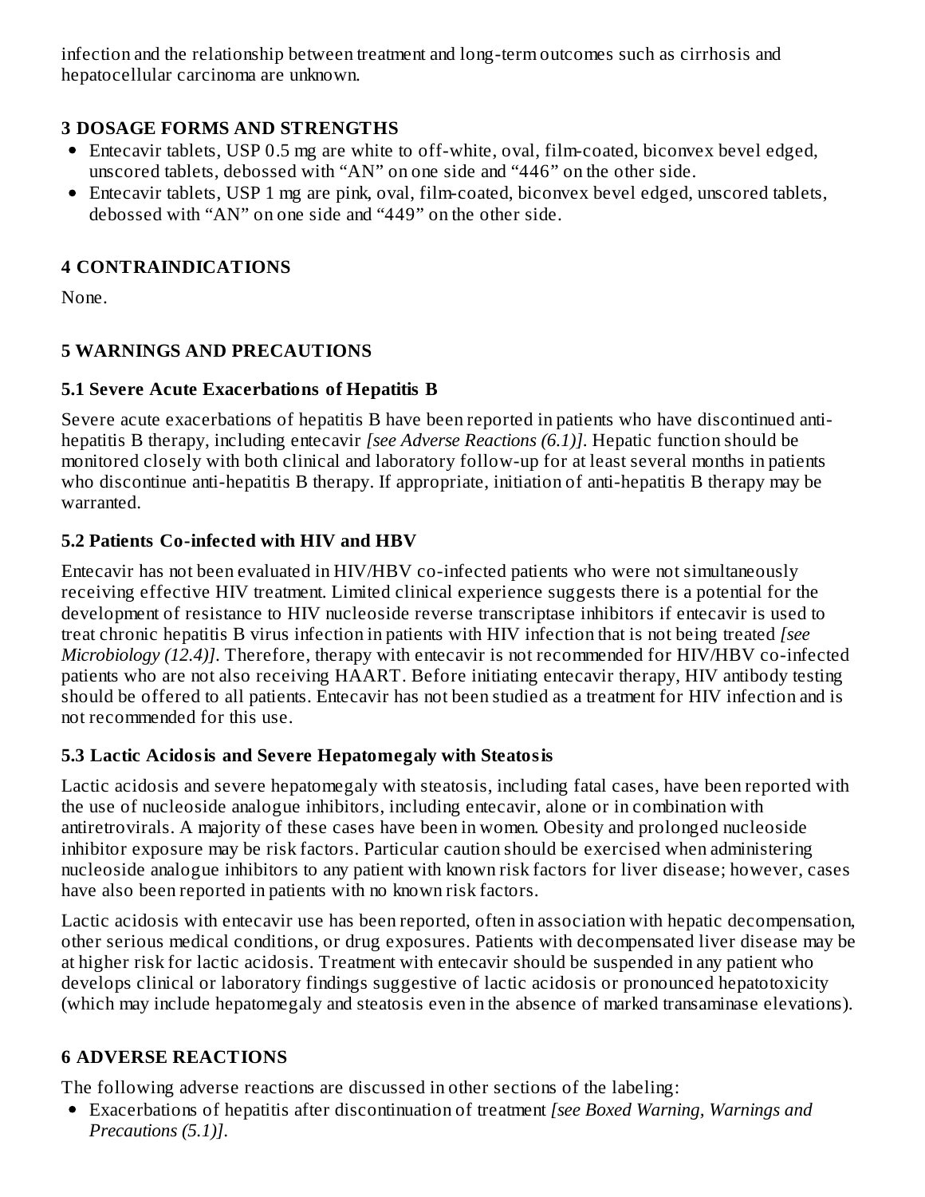infection and the relationship between treatment and long-term outcomes such as cirrhosis and hepatocellular carcinoma are unknown.

## 3 DOSAGE FORMS AND STRENGTHS

- Entecavir tablets, USP 0.5 mg are white to off-white, oval, film-coated, biconvex bevel edged, unscored tablets, debossed with "AN" on one side and "446" on the other side.
- Entecavir tablets, USP 1 mg are pink, oval, film-coated, biconvex bevel edged, unscored tablets, debossed with "AN" on one side and "449" on the other side.

## 4 CONTRAINDICATIONS

None.

## 5 WARNINGS AND PRECAUTIONS

### 5.1 Severe Acute Exacerbations of Hepatitis B

Severe acute exacerbations of hepatitis B have been reported in patients who have discontinued anti-hepatitis B therapy, including entecavir *[see Adverse Reactions (6.1)]*. Hepatic function should be monitored closely with both clinical and laboratory follow-up for at least several months in patients who discontinue anti-hepatitis B therapy. If appropriate, initiation of anti-hepatitis B therapy may be warranted.

### 5.2 Patients Co-infected with HIV and HBV

Entecavir has not been evaluated in HIV/HBV co-infected patients who were not simultaneously receiving effective HIV treatment. Limited clinical experience suggests there is a potential for the development of resistance to HIV nucleoside reverse transcriptase inhibitors if entecavir is used to treat chronic hepatitis B virus infection in patients with HIV infection that is not being treated *[see Microbiology (12.4)]*. Therefore, therapy with entecavir is not recommended for HIV/HBV co-infected patients who are not also receiving HAART. Before initiating entecavir therapy, HIV antibody testing should be offered to all patients. Entecavir has not been studied as a treatment for HIV infection and is not recommended for this use.

### 5.3 Lactic Acidosis and Severe Hepatomegaly with Steatosis

Lactic acidosis and severe hepatomegaly with steatosis, including fatal cases, have been reported with the use of nucleoside analogue inhibitors, including entecavir, alone or in combination with antiretrovirals. A majority of these cases have been in women. Obesity and prolonged nucleoside inhibitor exposure may be risk factors. Particular caution should be exercised when administering nucleoside analogue inhibitors to any patient with known risk factors for liver disease; however, cases have also been reported in patients with no known risk factors.

Lactic acidosis with entecavir use has been reported, often in association with hepatic decompensation, other serious medical conditions, or drug exposures. Patients with decompensated liver disease may be at higher risk for lactic acidosis. Treatment with entecavir should be suspended in any patient who develops clinical or laboratory findings suggestive of lactic acidosis or pronounced hepatotoxicity (which may include hepatomegaly and steatosis even in the absence of marked transaminase elevations).

## 6 ADVERSE REACTIONS

The following adverse reactions are discussed in other sections of the labeling:

- Exacerbations of hepatitis after discontinuation of treatment *[see Boxed Warning, Warnings and Precautions (5.1)]*.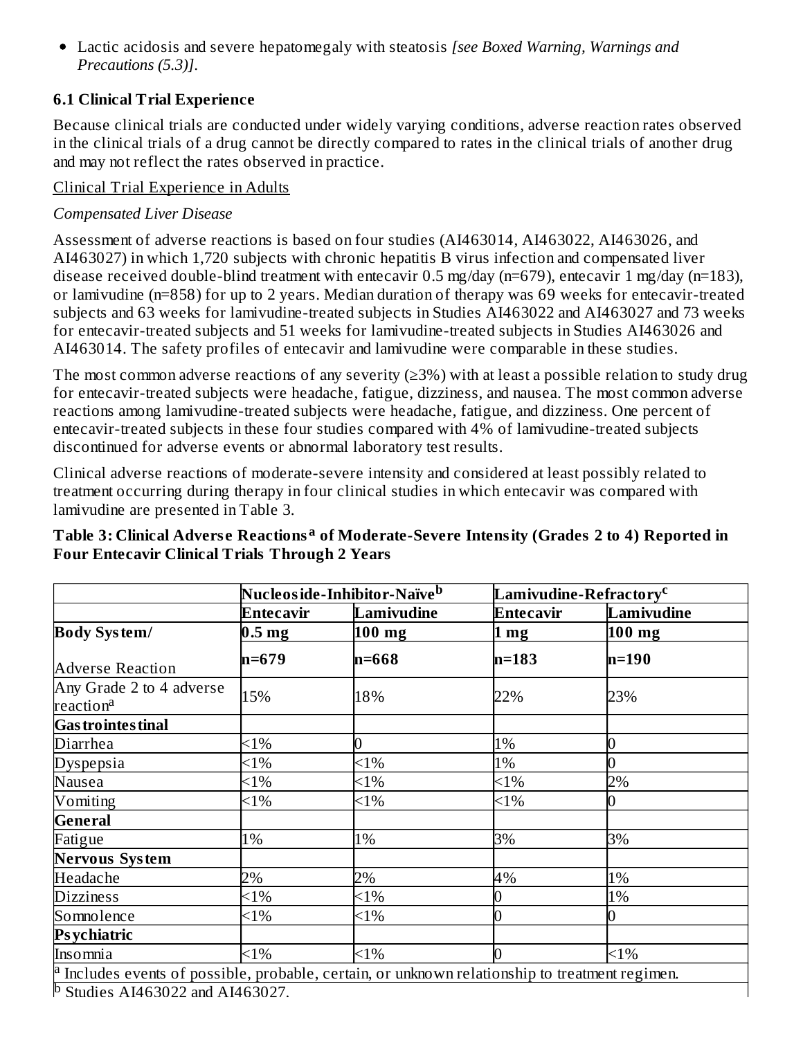- Lactic acidosis and severe hepatomegaly with steatosis *[see Boxed Warning, Warnings and Precautions (5.3)]*.

## 6.1 Clinical Trial Experience

Because clinical trials are conducted under widely varying conditions, adverse reaction rates observed in the clinical trials of a drug cannot be directly compared to rates in the clinical trials of another drug and may not reflect the rates observed in practice.

Clinical Trial Experience in Adults

*Compensated Liver Disease*

Assessment of adverse reactions is based on four studies (AI463014, AI463022, AI463026, and AI463027) in which 1,720 subjects with chronic hepatitis B virus infection and compensated liver disease received double-blind treatment with entecavir 0.5 mg/day (n=679), entecavir 1 mg/day (n=183), or lamivudine (n=858) for up to 2 years. Median duration of therapy was 69 weeks for entecavir-treated subjects and 63 weeks for lamivudine-treated subjects in Studies AI463022 and AI463027 and 73 weeks for entecavir-treated subjects and 51 weeks for lamivudine-treated subjects in Studies AI463026 and AI463014. The safety profiles of entecavir and lamivudine were comparable in these studies.

The most common adverse reactions of any severity (≥3%) with at least a possible relation to study drug for entecavir-treated subjects were headache, fatigue, dizziness, and nausea. The most common adverse reactions among lamivudine-treated subjects were headache, fatigue, and dizziness. One percent of entecavir-treated subjects in these four studies compared with 4% of lamivudine-treated subjects discontinued for adverse events or abnormal laboratory test results.

Clinical adverse reactions of moderate-severe intensity and considered at least possibly related to treatment occurring during therapy in four clinical studies in which entecavir was compared with lamivudine are presented in Table 3.

**Table 3: Clinical Adverse Reactions[a] of Moderate-Severe Intensity (Grades 2 to 4) Reported in Four Entecavir Clinical Trials Through 2 Years**

| | Nucleoside-Inhibitor-Naïve[b] | | Lamivudine-Refractory[c] | |
|---|---|---|---|---|
| | Entecavir | Lamivudine | Entecavir | Lamivudine |
| Body System/ | 0.5 mg | 100 mg | 1 mg | 100 mg |
| Adverse Reaction | n=679 | n=668 | n=183 | n=190 |
| Any Grade 2 to 4 adverse reaction[a] | 15% | 18% | 22% | 23% |
| **Gastrointestinal** | | | | |
| Diarrhea | <1% | 0 | 1% | 0 |
| Dyspepsia | <1% | <1% | 1% | 0 |
| Nausea | <1% | <1% | <1% | 2% |
| Vomiting | <1% | <1% | <1% | 0 |
| **General** | | | | |
| Fatigue | 1% | 1% | 3% | 3% |
| **Nervous System** | | | | |
| Headache | 2% | 2% | 4% | 1% |
| Dizziness | <1% | <1% | 0 | 1% |
| Somnolence | <1% | <1% | 0 | 0 |
| **Psychiatric** | | | | |
| Insomnia | <1% | <1% | 0 | <1% |

[a] Includes events of possible, probable, certain, or unknown relationship to treatment regimen.

[b] Studies AI463022 and AI463027.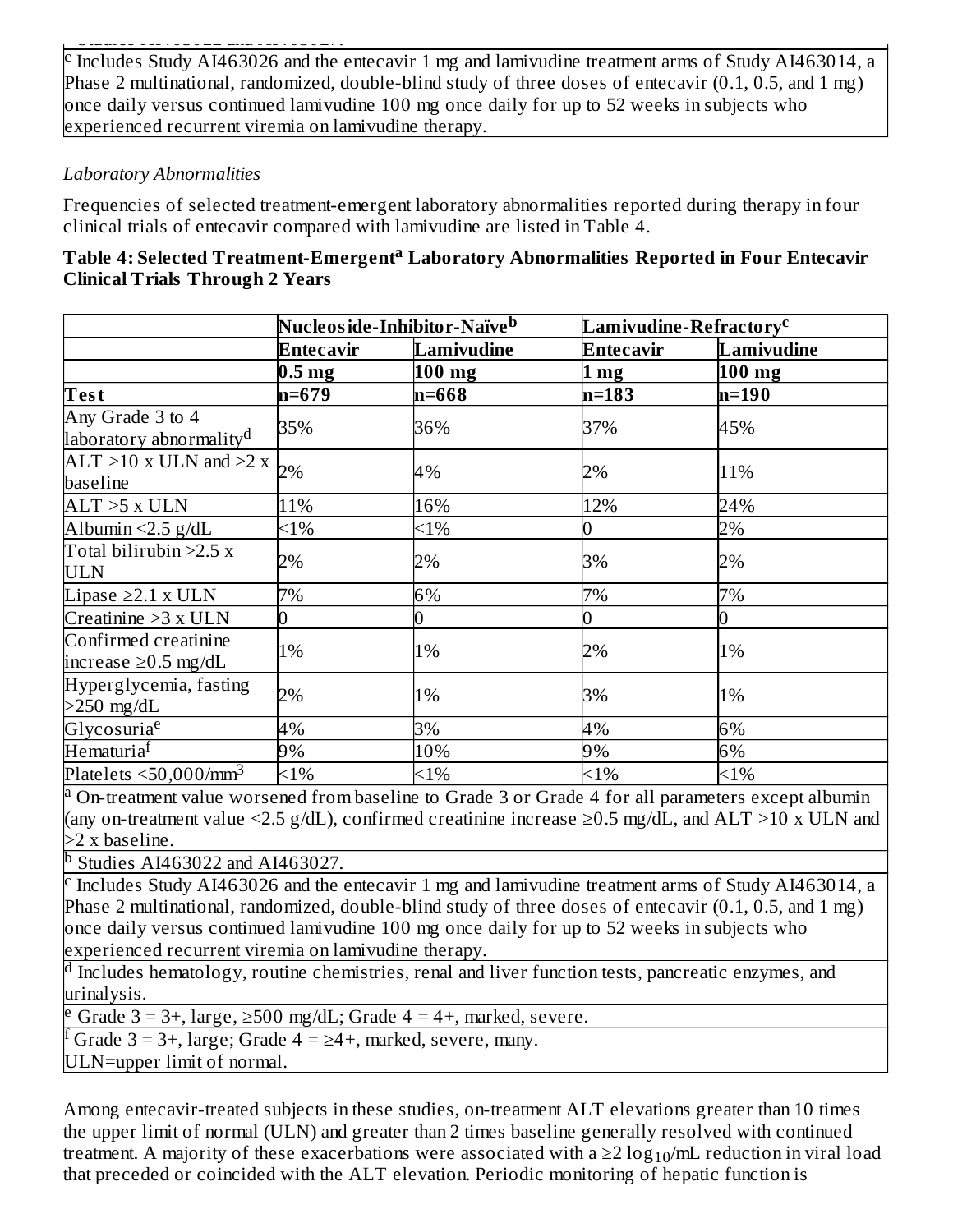[c] Includes Study AI463026 and the entecavir 1 mg and lamivudine treatment arms of Study AI463014, a Phase 2 multinational, randomized, double-blind study of three doses of entecavir (0.1, 0.5, and 1 mg) once daily versus continued lamivudine 100 mg once daily for up to 52 weeks in subjects who experienced recurrent viremia on lamivudine therapy.

*Laboratory Abnormalities*

Frequencies of selected treatment-emergent laboratory abnormalities reported during therapy in four clinical trials of entecavir compared with lamivudine are listed in Table 4.

**Table 4: Selected Treatment-Emergent[a] Laboratory Abnormalities Reported in Four Entecavir Clinical Trials Through 2 Years**

| | **Nucleoside-Inhibitor-Naïve[b]** | | **Lamivudine-Refractory[c]** | |
|---|---|---|---|---|
| | **Entecavir** | **Lamivudine** | **Entecavir** | **Lamivudine** |
| | **0.5 mg** | **100 mg** | **1 mg** | **100 mg** |
| **Test** | **n=679** | **n=668** | **n=183** | **n=190** |
| Any Grade 3 to 4 laboratory abnormality[d] | 35% | 36% | 37% | 45% |
| ALT >10 x ULN and >2 x baseline | 2% | 4% | 2% | 11% |
| ALT >5 x ULN | 11% | 16% | 12% | 24% |
| Albumin <2.5 g/dL | <1% | <1% | 0 | 2% |
| Total bilirubin >2.5 x ULN | 2% | 2% | 3% | 2% |
| Lipase ≥2.1 x ULN | 7% | 6% | 7% | 7% |
| Creatinine >3 x ULN | 0 | 0 | 0 | 0 |
| Confirmed creatinine increase ≥0.5 mg/dL | 1% | 1% | 2% | 1% |
| Hyperglycemia, fasting >250 mg/dL | 2% | 1% | 3% | 1% |
| Glycosuria[e] | 4% | 3% | 4% | 6% |
| Hematuria[f] | 9% | 10% | 9% | 6% |
| Platelets <50,000/mm$^3$ | <1% | <1% | <1% | <1% |

[a] On-treatment value worsened from baseline to Grade 3 or Grade 4 for all parameters except albumin (any on-treatment value <2.5 g/dL), confirmed creatinine increase ≥0.5 mg/dL, and ALT >10 x ULN and >2 x baseline.

[b] Studies AI463022 and AI463027.

[c] Includes Study AI463026 and the entecavir 1 mg and lamivudine treatment arms of Study AI463014, a Phase 2 multinational, randomized, double-blind study of three doses of entecavir (0.1, 0.5, and 1 mg) once daily versus continued lamivudine 100 mg once daily for up to 52 weeks in subjects who experienced recurrent viremia on lamivudine therapy.

[d] Includes hematology, routine chemistries, renal and liver function tests, pancreatic enzymes, and urinalysis.

[e] Grade 3 = 3+, large, ≥500 mg/dL; Grade 4 = 4+, marked, severe.

[f] Grade 3 = 3+, large; Grade 4 = ≥4+, marked, severe, many.

ULN=upper limit of normal.

Among entecavir-treated subjects in these studies, on-treatment ALT elevations greater than 10 times the upper limit of normal (ULN) and greater than 2 times baseline generally resolved with continued treatment. A majority of these exacerbations were associated with a $\geq 2 \log_{10}$/mL reduction in viral load that preceded or coincided with the ALT elevation. Periodic monitoring of hepatic function is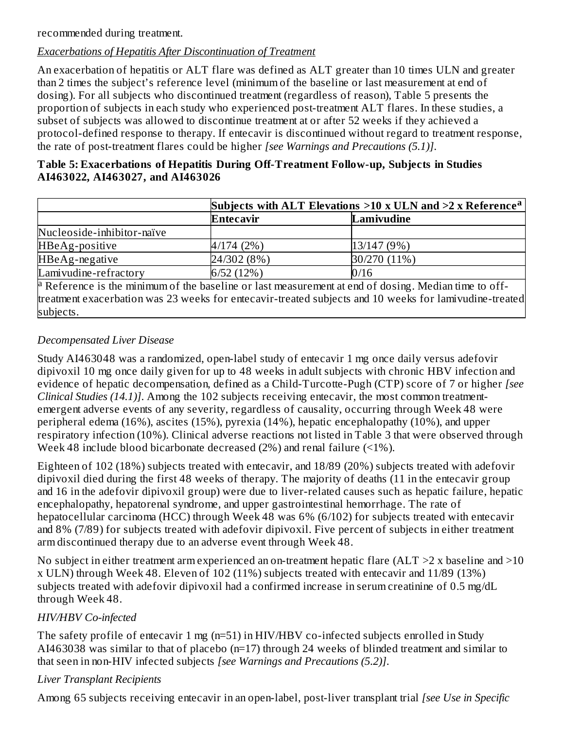recommended during treatment.

*Exacerbations of Hepatitis After Discontinuation of Treatment*

An exacerbation of hepatitis or ALT flare was defined as ALT greater than 10 times ULN and greater than 2 times the subject's reference level (minimum of the baseline or last measurement at end of dosing). For all subjects who discontinued treatment (regardless of reason), Table 5 presents the proportion of subjects in each study who experienced post-treatment ALT flares. In these studies, a subset of subjects was allowed to discontinue treatment at or after 52 weeks if they achieved a protocol-defined response to therapy. If entecavir is discontinued without regard to treatment response, the rate of post-treatment flares could be higher *[see Warnings and Precautions (5.1)]*.

**Table 5: Exacerbations of Hepatitis During Off-Treatment Follow-up, Subjects in Studies AI463022, AI463027, and AI463026**

| | **Subjects with ALT Elevations >10 x ULN and >2 x Reference[a]** | |
|---|---|---|
| | **Entecavir** | **Lamivudine** |
| Nucleoside-inhibitor-naïve | | |
| HBeAg-positive | 4/174 (2%) | 13/147 (9%) |
| HBeAg-negative | 24/302 (8%) | 30/270 (11%) |
| Lamivudine-refractory | 6/52 (12%) | 0/16 |

[a] Reference is the minimum of the baseline or last measurement at end of dosing. Median time to off-treatment exacerbation was 23 weeks for entecavir-treated subjects and 10 weeks for lamivudine-treated subjects.

*Decompensated Liver Disease*

Study AI463048 was a randomized, open-label study of entecavir 1 mg once daily versus adefovir dipivoxil 10 mg once daily given for up to 48 weeks in adult subjects with chronic HBV infection and evidence of hepatic decompensation, defined as a Child-Turcotte-Pugh (CTP) score of 7 or higher *[see Clinical Studies (14.1)]*. Among the 102 subjects receiving entecavir, the most common treatment-emergent adverse events of any severity, regardless of causality, occurring through Week 48 were peripheral edema (16%), ascites (15%), pyrexia (14%), hepatic encephalopathy (10%), and upper respiratory infection (10%). Clinical adverse reactions not listed in Table 3 that were observed through Week 48 include blood bicarbonate decreased (2%) and renal failure (<1%).

Eighteen of 102 (18%) subjects treated with entecavir, and 18/89 (20%) subjects treated with adefovir dipivoxil died during the first 48 weeks of therapy. The majority of deaths (11 in the entecavir group and 16 in the adefovir dipivoxil group) were due to liver-related causes such as hepatic failure, hepatic encephalopathy, hepatorenal syndrome, and upper gastrointestinal hemorrhage. The rate of hepatocellular carcinoma (HCC) through Week 48 was 6% (6/102) for subjects treated with entecavir and 8% (7/89) for subjects treated with adefovir dipivoxil. Five percent of subjects in either treatment arm discontinued therapy due to an adverse event through Week 48.

No subject in either treatment arm experienced an on-treatment hepatic flare (ALT >2 x baseline and >10 x ULN) through Week 48. Eleven of 102 (11%) subjects treated with entecavir and 11/89 (13%) subjects treated with adefovir dipivoxil had a confirmed increase in serum creatinine of 0.5 mg/dL through Week 48.

*HIV/HBV Co-infected*

The safety profile of entecavir 1 mg (n=51) in HIV/HBV co-infected subjects enrolled in Study AI463038 was similar to that of placebo (n=17) through 24 weeks of blinded treatment and similar to that seen in non-HIV infected subjects *[see Warnings and Precautions (5.2)]*.

*Liver Transplant Recipients*

Among 65 subjects receiving entecavir in an open-label, post-liver transplant trial *[see Use in Specific*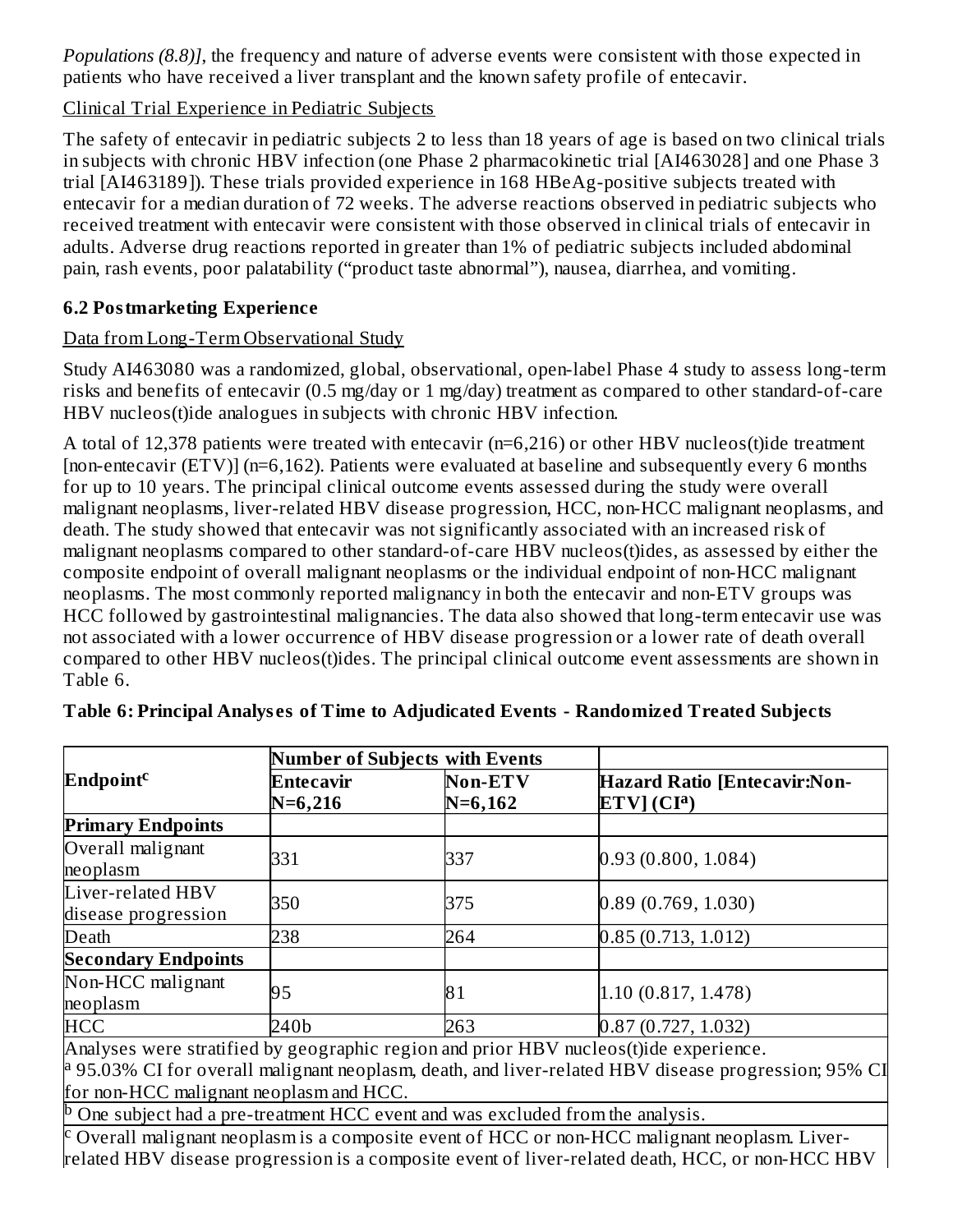*Populations (8.8)]*, the frequency and nature of adverse events were consistent with those expected in patients who have received a liver transplant and the known safety profile of entecavir.

Clinical Trial Experience in Pediatric Subjects

The safety of entecavir in pediatric subjects 2 to less than 18 years of age is based on two clinical trials in subjects with chronic HBV infection (one Phase 2 pharmacokinetic trial [AI463028] and one Phase 3 trial [AI463189]). These trials provided experience in 168 HBeAg-positive subjects treated with entecavir for a median duration of 72 weeks. The adverse reactions observed in pediatric subjects who received treatment with entecavir were consistent with those observed in clinical trials of entecavir in adults. Adverse drug reactions reported in greater than 1% of pediatric subjects included abdominal pain, rash events, poor palatability ("product taste abnormal"), nausea, diarrhea, and vomiting.

### 6.2 Postmarketing Experience

Data from Long-Term Observational Study

Study AI463080 was a randomized, global, observational, open-label Phase 4 study to assess long-term risks and benefits of entecavir (0.5 mg/day or 1 mg/day) treatment as compared to other standard-of-care HBV nucleos(t)ide analogues in subjects with chronic HBV infection.

A total of 12,378 patients were treated with entecavir (n=6,216) or other HBV nucleos(t)ide treatment [non-entecavir (ETV)] (n=6,162). Patients were evaluated at baseline and subsequently every 6 months for up to 10 years. The principal clinical outcome events assessed during the study were overall malignant neoplasms, liver-related HBV disease progression, HCC, non-HCC malignant neoplasms, and death. The study showed that entecavir was not significantly associated with an increased risk of malignant neoplasms compared to other standard-of-care HBV nucleos(t)ides, as assessed by either the composite endpoint of overall malignant neoplasms or the individual endpoint of non-HCC malignant neoplasms. The most commonly reported malignancy in both the entecavir and non-ETV groups was HCC followed by gastrointestinal malignancies. The data also showed that long-term entecavir use was not associated with a lower occurrence of HBV disease progression or a lower rate of death overall compared to other HBV nucleos(t)ides. The principal clinical outcome event assessments are shown in Table 6.

**Table 6: Principal Analyses of Time to Adjudicated Events - Randomized Treated Subjects**

| Endpoint[c] | Number of Subjects with Events | | Hazard Ratio [Entecavir:Non-ETV] (CI[a]) |
|---|---|---|---|
| | Entecavir N=6,216 | Non-ETV N=6,162 | |
| **Primary Endpoints** | | | |
| Overall malignant neoplasm | 331 | 337 | 0.93 (0.800, 1.084) |
| Liver-related HBV disease progression | 350 | 375 | 0.89 (0.769, 1.030) |
| Death | 238 | 264 | 0.85 (0.713, 1.012) |
| **Secondary Endpoints** | | | |
| Non-HCC malignant neoplasm | 95 | 81 | 1.10 (0.817, 1.478) |
| HCC | 240b | 263 | 0.87 (0.727, 1.032) |

Analyses were stratified by geographic region and prior HBV nucleos(t)ide experience.

[a] 95.03% CI for overall malignant neoplasm, death, and liver-related HBV disease progression; 95% CI for non-HCC malignant neoplasm and HCC.

[b] One subject had a pre-treatment HCC event and was excluded from the analysis.

[c] Overall malignant neoplasm is a composite event of HCC or non-HCC malignant neoplasm. Liver-related HBV disease progression is a composite event of liver-related death, HCC, or non-HCC HBV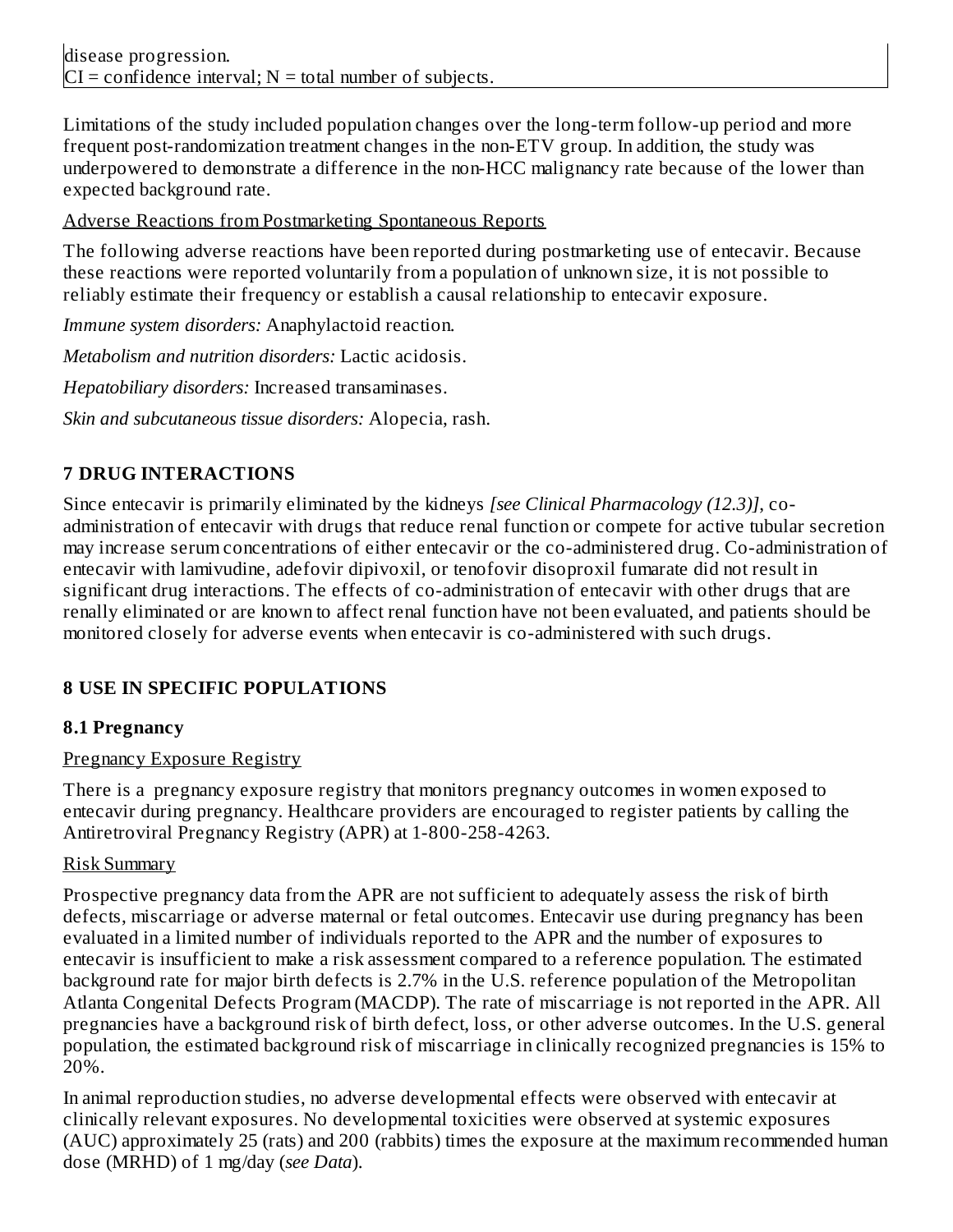disease progression.
CI = confidence interval; N = total number of subjects.

Limitations of the study included population changes over the long-term follow-up period and more frequent post-randomization treatment changes in the non-ETV group. In addition, the study was underpowered to demonstrate a difference in the non-HCC malignancy rate because of the lower than expected background rate.

Adverse Reactions from Postmarketing Spontaneous Reports

The following adverse reactions have been reported during postmarketing use of entecavir. Because these reactions were reported voluntarily from a population of unknown size, it is not possible to reliably estimate their frequency or establish a causal relationship to entecavir exposure.

*Immune system disorders:* Anaphylactoid reaction.

*Metabolism and nutrition disorders:* Lactic acidosis.

*Hepatobiliary disorders:* Increased transaminases.

*Skin and subcutaneous tissue disorders:* Alopecia, rash.

## 7 DRUG INTERACTIONS

Since entecavir is primarily eliminated by the kidneys *[see Clinical Pharmacology (12.3)]*, co-administration of entecavir with drugs that reduce renal function or compete for active tubular secretion may increase serum concentrations of either entecavir or the co-administered drug. Co-administration of entecavir with lamivudine, adefovir dipivoxil, or tenofovir disoproxil fumarate did not result in significant drug interactions. The effects of co-administration of entecavir with other drugs that are renally eliminated or are known to affect renal function have not been evaluated, and patients should be monitored closely for adverse events when entecavir is co-administered with such drugs.

## 8 USE IN SPECIFIC POPULATIONS

### 8.1 Pregnancy

Pregnancy Exposure Registry

There is a pregnancy exposure registry that monitors pregnancy outcomes in women exposed to entecavir during pregnancy. Healthcare providers are encouraged to register patients by calling the Antiretroviral Pregnancy Registry (APR) at 1-800-258-4263.

Risk Summary

Prospective pregnancy data from the APR are not sufficient to adequately assess the risk of birth defects, miscarriage or adverse maternal or fetal outcomes. Entecavir use during pregnancy has been evaluated in a limited number of individuals reported to the APR and the number of exposures to entecavir is insufficient to make a risk assessment compared to a reference population. The estimated background rate for major birth defects is 2.7% in the U.S. reference population of the Metropolitan Atlanta Congenital Defects Program (MACDP). The rate of miscarriage is not reported in the APR. All pregnancies have a background risk of birth defect, loss, or other adverse outcomes. In the U.S. general population, the estimated background risk of miscarriage in clinically recognized pregnancies is 15% to 20%.

In animal reproduction studies, no adverse developmental effects were observed with entecavir at clinically relevant exposures. No developmental toxicities were observed at systemic exposures (AUC) approximately 25 (rats) and 200 (rabbits) times the exposure at the maximum recommended human dose (MRHD) of 1 mg/day (*see Data*).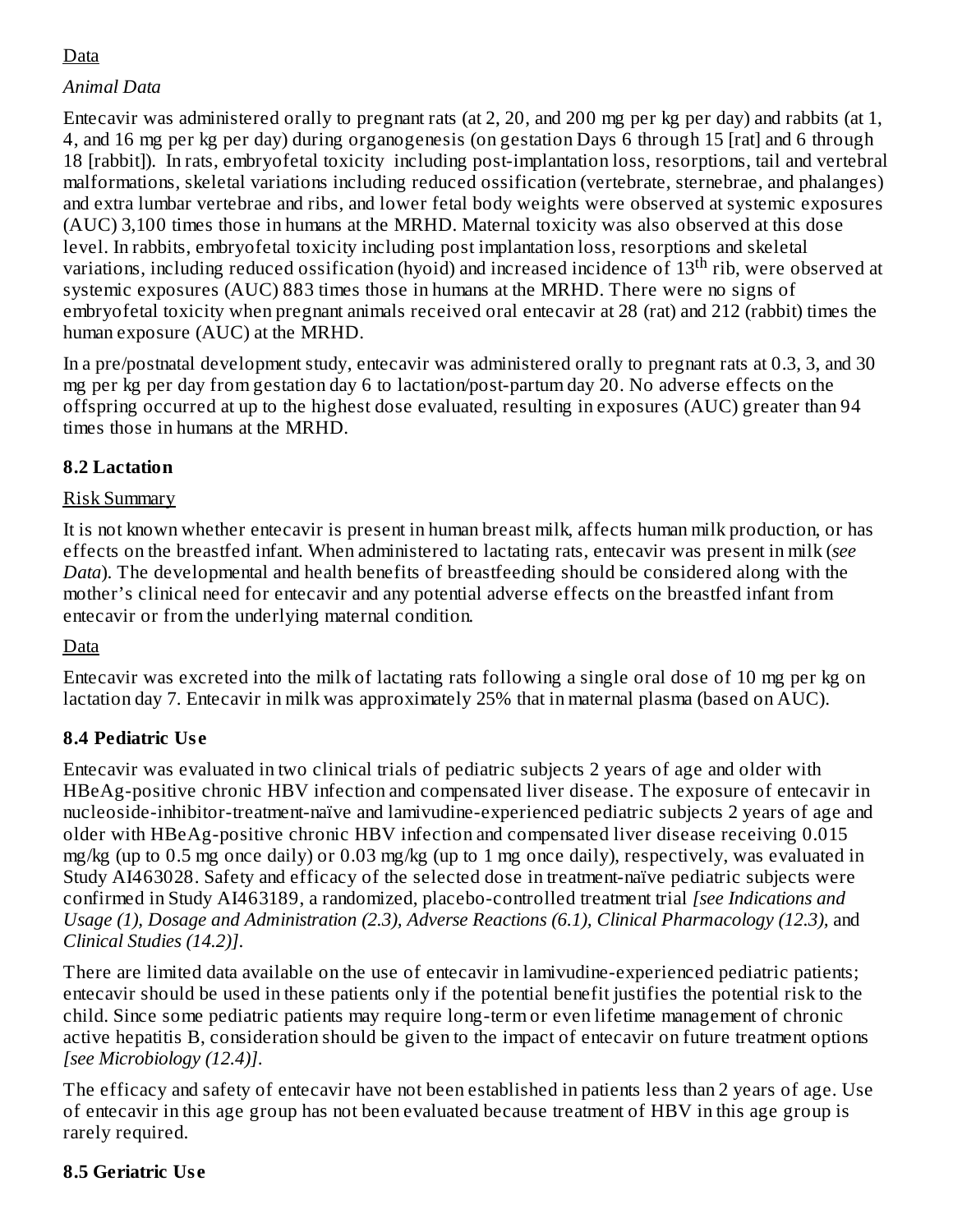Data

*Animal Data*

Entecavir was administered orally to pregnant rats (at 2, 20, and 200 mg per kg per day) and rabbits (at 1, 4, and 16 mg per kg per day) during organogenesis (on gestation Days 6 through 15 [rat] and 6 through 18 [rabbit]). In rats, embryofetal toxicity including post-implantation loss, resorptions, tail and vertebral malformations, skeletal variations including reduced ossification (vertebrate, sternebrae, and phalanges) and extra lumbar vertebrae and ribs, and lower fetal body weights were observed at systemic exposures (AUC) 3,100 times those in humans at the MRHD. Maternal toxicity was also observed at this dose level. In rabbits, embryofetal toxicity including post implantation loss, resorptions and skeletal variations, including reduced ossification (hyoid) and increased incidence of 13$^{th}$ rib, were observed at systemic exposures (AUC) 883 times those in humans at the MRHD. There were no signs of embryofetal toxicity when pregnant animals received oral entecavir at 28 (rat) and 212 (rabbit) times the human exposure (AUC) at the MRHD.

In a pre/postnatal development study, entecavir was administered orally to pregnant rats at 0.3, 3, and 30 mg per kg per day from gestation day 6 to lactation/post-partum day 20. No adverse effects on the offspring occurred at up to the highest dose evaluated, resulting in exposures (AUC) greater than 94 times those in humans at the MRHD.

## 8.2 Lactation

Risk Summary

It is not known whether entecavir is present in human breast milk, affects human milk production, or has effects on the breastfed infant. When administered to lactating rats, entecavir was present in milk (*see Data*). The developmental and health benefits of breastfeeding should be considered along with the mother's clinical need for entecavir and any potential adverse effects on the breastfed infant from entecavir or from the underlying maternal condition.

Data

Entecavir was excreted into the milk of lactating rats following a single oral dose of 10 mg per kg on lactation day 7. Entecavir in milk was approximately 25% that in maternal plasma (based on AUC).

## 8.4 Pediatric Use

Entecavir was evaluated in two clinical trials of pediatric subjects 2 years of age and older with HBeAg-positive chronic HBV infection and compensated liver disease. The exposure of entecavir in nucleoside-inhibitor-treatment-naïve and lamivudine-experienced pediatric subjects 2 years of age and older with HBeAg-positive chronic HBV infection and compensated liver disease receiving 0.015 mg/kg (up to 0.5 mg once daily) or 0.03 mg/kg (up to 1 mg once daily), respectively, was evaluated in Study AI463028. Safety and efficacy of the selected dose in treatment-naïve pediatric subjects were confirmed in Study AI463189, a randomized, placebo-controlled treatment trial *[see Indications and Usage (1), Dosage and Administration (2.3), Adverse Reactions (6.1), Clinical Pharmacology (12.3),* and *Clinical Studies (14.2)]*.

There are limited data available on the use of entecavir in lamivudine-experienced pediatric patients; entecavir should be used in these patients only if the potential benefit justifies the potential risk to the child. Since some pediatric patients may require long-term or even lifetime management of chronic active hepatitis B, consideration should be given to the impact of entecavir on future treatment options *[see Microbiology (12.4)]*.

The efficacy and safety of entecavir have not been established in patients less than 2 years of age. Use of entecavir in this age group has not been evaluated because treatment of HBV in this age group is rarely required.

## 8.5 Geriatric Use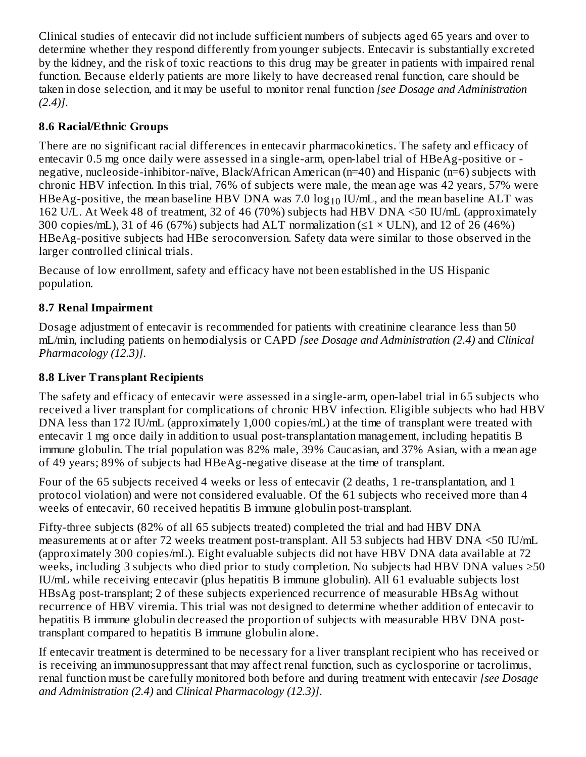Clinical studies of entecavir did not include sufficient numbers of subjects aged 65 years and over to determine whether they respond differently from younger subjects. Entecavir is substantially excreted by the kidney, and the risk of toxic reactions to this drug may be greater in patients with impaired renal function. Because elderly patients are more likely to have decreased renal function, care should be taken in dose selection, and it may be useful to monitor renal function *[see Dosage and Administration (2.4)]*.

### 8.6 Racial/Ethnic Groups

There are no significant racial differences in entecavir pharmacokinetics. The safety and efficacy of entecavir 0.5 mg once daily were assessed in a single-arm, open-label trial of HBeAg-positive or -negative, nucleoside-inhibitor-naïve, Black/African American (n=40) and Hispanic (n=6) subjects with chronic HBV infection. In this trial, 76% of subjects were male, the mean age was 42 years, 57% were HBeAg-positive, the mean baseline HBV DNA was 7.0 $\log_{10}$ IU/mL, and the mean baseline ALT was 162 U/L. At Week 48 of treatment, 32 of 46 (70%) subjects had HBV DNA <50 IU/mL (approximately 300 copies/mL), 31 of 46 (67%) subjects had ALT normalization ($\leq 1 \times$ ULN), and 12 of 26 (46%) HBeAg-positive subjects had HBe seroconversion. Safety data were similar to those observed in the larger controlled clinical trials.

Because of low enrollment, safety and efficacy have not been established in the US Hispanic population.

### 8.7 Renal Impairment

Dosage adjustment of entecavir is recommended for patients with creatinine clearance less than 50 mL/min, including patients on hemodialysis or CAPD *[see Dosage and Administration (2.4)* and *Clinical Pharmacology (12.3)]*.

### 8.8 Liver Transplant Recipients

The safety and efficacy of entecavir were assessed in a single-arm, open-label trial in 65 subjects who received a liver transplant for complications of chronic HBV infection. Eligible subjects who had HBV DNA less than 172 IU/mL (approximately 1,000 copies/mL) at the time of transplant were treated with entecavir 1 mg once daily in addition to usual post-transplantation management, including hepatitis B immune globulin. The trial population was 82% male, 39% Caucasian, and 37% Asian, with a mean age of 49 years; 89% of subjects had HBeAg-negative disease at the time of transplant.

Four of the 65 subjects received 4 weeks or less of entecavir (2 deaths, 1 re-transplantation, and 1 protocol violation) and were not considered evaluable. Of the 61 subjects who received more than 4 weeks of entecavir, 60 received hepatitis B immune globulin post-transplant.

Fifty-three subjects (82% of all 65 subjects treated) completed the trial and had HBV DNA measurements at or after 72 weeks treatment post-transplant. All 53 subjects had HBV DNA <50 IU/mL (approximately 300 copies/mL). Eight evaluable subjects did not have HBV DNA data available at 72 weeks, including 3 subjects who died prior to study completion. No subjects had HBV DNA values ≥50 IU/mL while receiving entecavir (plus hepatitis B immune globulin). All 61 evaluable subjects lost HBsAg post-transplant; 2 of these subjects experienced recurrence of measurable HBsAg without recurrence of HBV viremia. This trial was not designed to determine whether addition of entecavir to hepatitis B immune globulin decreased the proportion of subjects with measurable HBV DNA post-transplant compared to hepatitis B immune globulin alone.

If entecavir treatment is determined to be necessary for a liver transplant recipient who has received or is receiving an immunosuppressant that may affect renal function, such as cyclosporine or tacrolimus, renal function must be carefully monitored both before and during treatment with entecavir *[see Dosage and Administration (2.4)* and *Clinical Pharmacology (12.3)]*.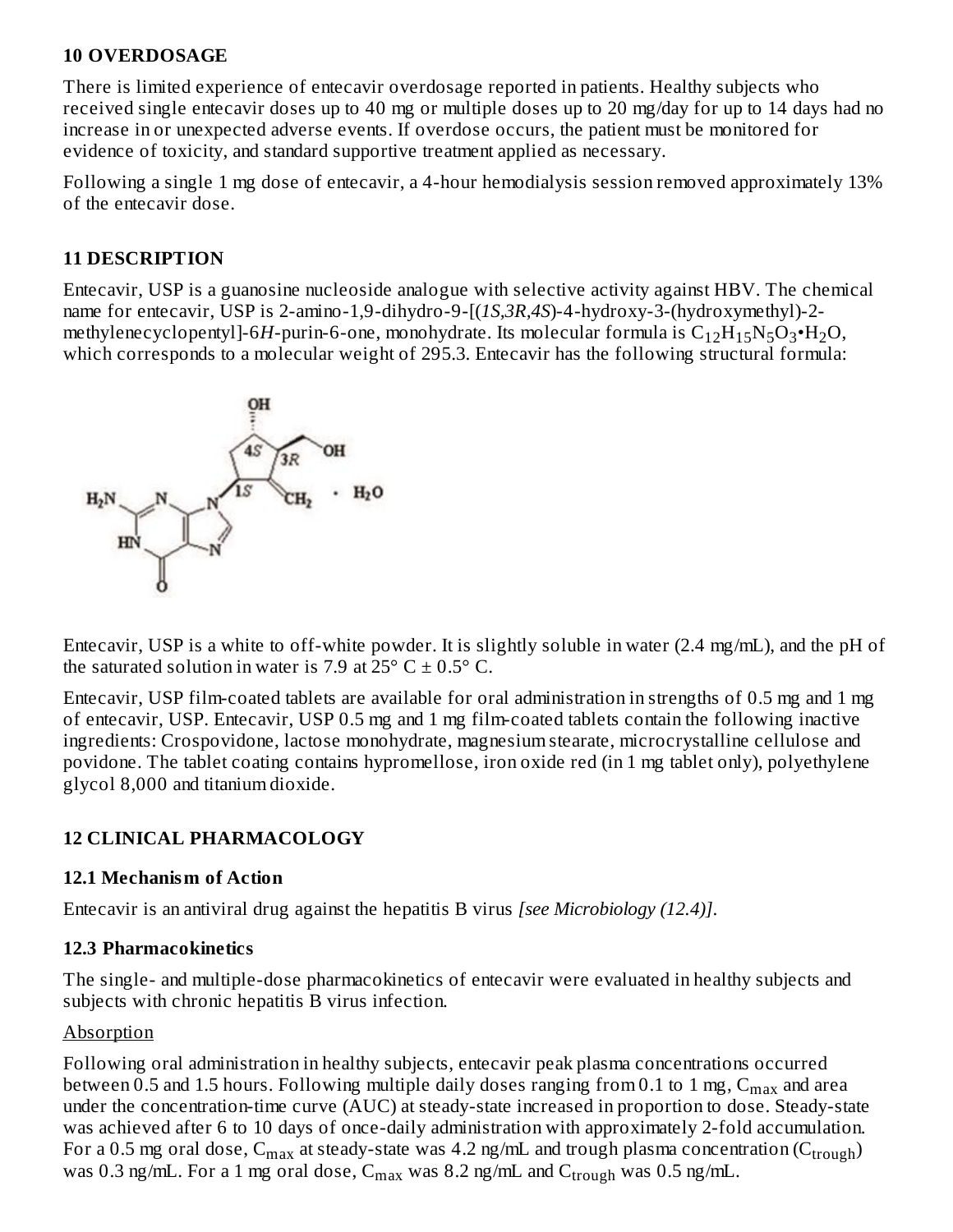## 10 OVERDOSAGE

There is limited experience of entecavir overdosage reported in patients. Healthy subjects who received single entecavir doses up to 40 mg or multiple doses up to 20 mg/day for up to 14 days had no increase in or unexpected adverse events. If overdose occurs, the patient must be monitored for evidence of toxicity, and standard supportive treatment applied as necessary.

Following a single 1 mg dose of entecavir, a 4-hour hemodialysis session removed approximately 13% of the entecavir dose.

## 11 DESCRIPTION

Entecavir, USP is a guanosine nucleoside analogue with selective activity against HBV. The chemical name for entecavir, USP is 2-amino-1,9-dihydro-9-[(*1S,3R,4S*)-4-hydroxy-3-(hydroxymethyl)-2-methylenecyclopentyl]-6*H*-purin-6-one, monohydrate. Its molecular formula is $C_{12}H_{15}N_5O_3$•$H_2O$, which corresponds to a molecular weight of 295.3. Entecavir has the following structural formula:

Entecavir, USP is a white to off-white powder. It is slightly soluble in water (2.4 mg/mL), and the pH of the saturated solution in water is 7.9 at 25° C ± 0.5° C.

Entecavir, USP film-coated tablets are available for oral administration in strengths of 0.5 mg and 1 mg of entecavir, USP. Entecavir, USP 0.5 mg and 1 mg film-coated tablets contain the following inactive ingredients: Crospovidone, lactose monohydrate, magnesium stearate, microcrystalline cellulose and povidone. The tablet coating contains hypromellose, iron oxide red (in 1 mg tablet only), polyethylene glycol 8,000 and titanium dioxide.

## 12 CLINICAL PHARMACOLOGY

### 12.1 Mechanism of Action

Entecavir is an antiviral drug against the hepatitis B virus *[see Microbiology (12.4)]*.

### 12.3 Pharmacokinetics

The single- and multiple-dose pharmacokinetics of entecavir were evaluated in healthy subjects and subjects with chronic hepatitis B virus infection.

Absorption

Following oral administration in healthy subjects, entecavir peak plasma concentrations occurred between 0.5 and 1.5 hours. Following multiple daily doses ranging from 0.1 to 1 mg, $C_{max}$ and area under the concentration-time curve (AUC) at steady-state increased in proportion to dose. Steady-state was achieved after 6 to 10 days of once-daily administration with approximately 2-fold accumulation. For a 0.5 mg oral dose, $C_{max}$ at steady-state was 4.2 ng/mL and trough plasma concentration ($C_{trough}$) was 0.3 ng/mL. For a 1 mg oral dose, $C_{max}$ was 8.2 ng/mL and $C_{trough}$ was 0.5 ng/mL.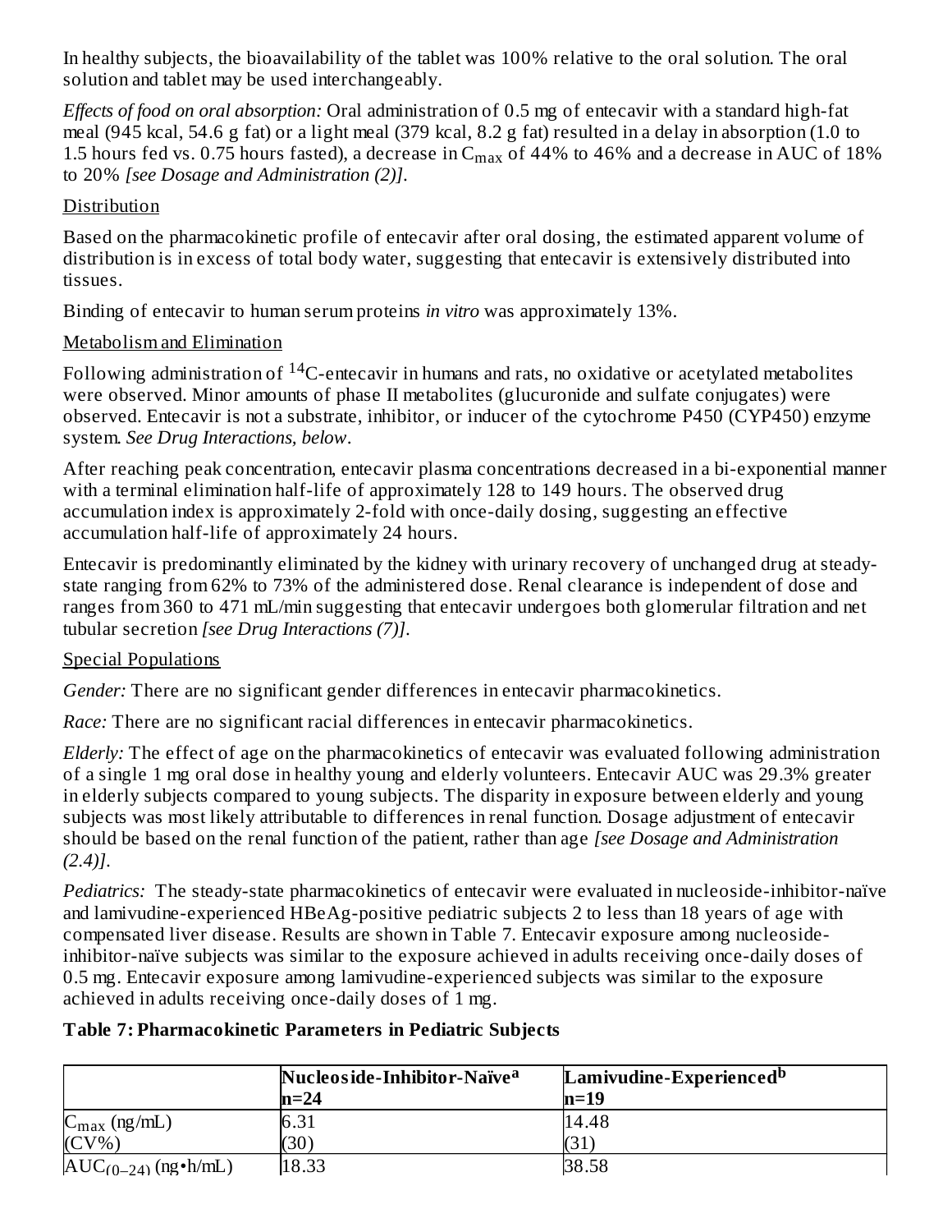In healthy subjects, the bioavailability of the tablet was 100% relative to the oral solution. The oral solution and tablet may be used interchangeably.

*Effects of food on oral absorption:* Oral administration of 0.5 mg of entecavir with a standard high-fat meal (945 kcal, 54.6 g fat) or a light meal (379 kcal, 8.2 g fat) resulted in a delay in absorption (1.0 to 1.5 hours fed vs. 0.75 hours fasted), a decrease in $C_{max}$ of 44% to 46% and a decrease in AUC of 18% to 20% *[see Dosage and Administration (2)]*.

Distribution

Based on the pharmacokinetic profile of entecavir after oral dosing, the estimated apparent volume of distribution is in excess of total body water, suggesting that entecavir is extensively distributed into tissues.

Binding of entecavir to human serum proteins *in vitro* was approximately 13%.

Metabolism and Elimination

Following administration of $^{14}$C-entecavir in humans and rats, no oxidative or acetylated metabolites were observed. Minor amounts of phase II metabolites (glucuronide and sulfate conjugates) were observed. Entecavir is not a substrate, inhibitor, or inducer of the cytochrome P450 (CYP450) enzyme system. *See Drug Interactions, below*.

After reaching peak concentration, entecavir plasma concentrations decreased in a bi-exponential manner with a terminal elimination half-life of approximately 128 to 149 hours. The observed drug accumulation index is approximately 2-fold with once-daily dosing, suggesting an effective accumulation half-life of approximately 24 hours.

Entecavir is predominantly eliminated by the kidney with urinary recovery of unchanged drug at steady-state ranging from 62% to 73% of the administered dose. Renal clearance is independent of dose and ranges from 360 to 471 mL/min suggesting that entecavir undergoes both glomerular filtration and net tubular secretion *[see Drug Interactions (7)]*.

Special Populations

*Gender:* There are no significant gender differences in entecavir pharmacokinetics.

*Race:* There are no significant racial differences in entecavir pharmacokinetics.

*Elderly:* The effect of age on the pharmacokinetics of entecavir was evaluated following administration of a single 1 mg oral dose in healthy young and elderly volunteers. Entecavir AUC was 29.3% greater in elderly subjects compared to young subjects. The disparity in exposure between elderly and young subjects was most likely attributable to differences in renal function. Dosage adjustment of entecavir should be based on the renal function of the patient, rather than age *[see Dosage and Administration (2.4)]*.

*Pediatrics:* The steady-state pharmacokinetics of entecavir were evaluated in nucleoside-inhibitor-naïve and lamivudine-experienced HBeAg-positive pediatric subjects 2 to less than 18 years of age with compensated liver disease. Results are shown in Table 7. Entecavir exposure among nucleoside-inhibitor-naïve subjects was similar to the exposure achieved in adults receiving once-daily doses of 0.5 mg. Entecavir exposure among lamivudine-experienced subjects was similar to the exposure achieved in adults receiving once-daily doses of 1 mg.

**Table 7: Pharmacokinetic Parameters in Pediatric Subjects**

| | **Nucleoside-Inhibitor-Naïve[a]** **n=24** | **Lamivudine-Experienced[b]** **n=19** |
|---|---|---|
| $C_{max}$ (ng/mL) (CV%) | 6.31 (30) | 14.48 (31) |
| $AUC_{(0-24)}$ (ng•h/mL) | 18.33 | 38.58 |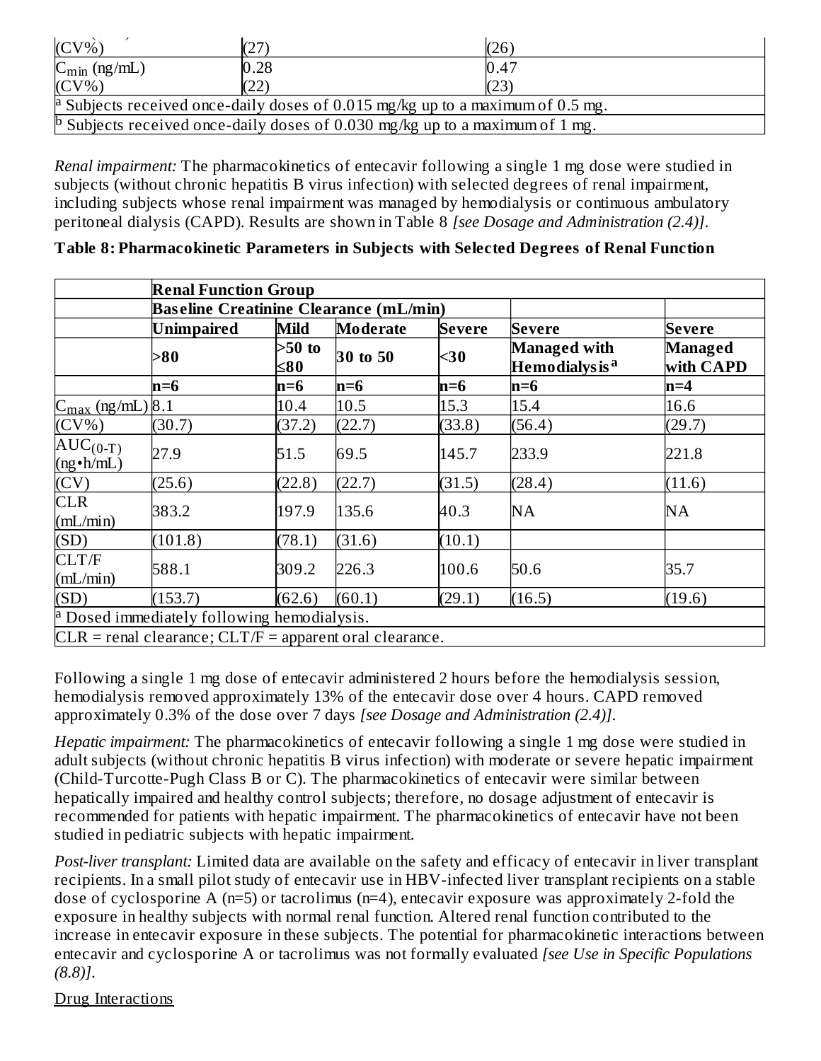| (CV%) | (27) | (26) |
|---|---|---|
| $C_{min}$ (ng/mL) | 0.28 | 0.47 |
| (CV%) | (22) | (23) |
| [a] Subjects received once-daily doses of 0.015 mg/kg up to a maximum of 0.5 mg. | | |
| [b] Subjects received once-daily doses of 0.030 mg/kg up to a maximum of 1 mg. | | |

*Renal impairment:* The pharmacokinetics of entecavir following a single 1 mg dose were studied in subjects (without chronic hepatitis B virus infection) with selected degrees of renal impairment, including subjects whose renal impairment was managed by hemodialysis or continuous ambulatory peritoneal dialysis (CAPD). Results are shown in Table 8 *[see Dosage and Administration (2.4)]*.

**Table 8: Pharmacokinetic Parameters in Subjects with Selected Degrees of Renal Function**

| | **Renal Function Group** | | | | | |
|---|---|---|---|---|---|---|
| | **Baseline Creatinine Clearance (mL/min)** | | | | | |
| | **Unimpaired** | **Mild** | **Moderate** | **Severe** | **Severe** | **Severe** |
| | **>80** | **>50 to ≤80** | **30 to 50** | **<30** | **Managed with Hemodialysis[a]** | **Managed with CAPD** |
| | **n=6** | **n=6** | **n=6** | **n=6** | **n=6** | **n=4** |
| $C_{max}$ (ng/mL) | 8.1 | 10.4 | 10.5 | 15.3 | 15.4 | 16.6 |
| (CV%) | (30.7) | (37.2) | (22.7) | (33.8) | (56.4) | (29.7) |
| $AUC_{(0-T)}$ (ng•h/mL) | 27.9 | 51.5 | 69.5 | 145.7 | 233.9 | 221.8 |
| (CV) | (25.6) | (22.8) | (22.7) | (31.5) | (28.4) | (11.6) |
| CLR (mL/min) | 383.2 | 197.9 | 135.6 | 40.3 | NA | NA |
| (SD) | (101.8) | (78.1) | (31.6) | (10.1) | | |
| CLT/F (mL/min) | 588.1 | 309.2 | 226.3 | 100.6 | 50.6 | 35.7 |
| (SD) | (153.7) | (62.6) | (60.1) | (29.1) | (16.5) | (19.6) |
| [a] Dosed immediately following hemodialysis. | | | | | | |
| CLR = renal clearance; CLT/F = apparent oral clearance. | | | | | | |

Following a single 1 mg dose of entecavir administered 2 hours before the hemodialysis session, hemodialysis removed approximately 13% of the entecavir dose over 4 hours. CAPD removed approximately 0.3% of the dose over 7 days *[see Dosage and Administration (2.4)]*.

*Hepatic impairment:* The pharmacokinetics of entecavir following a single 1 mg dose were studied in adult subjects (without chronic hepatitis B virus infection) with moderate or severe hepatic impairment (Child-Turcotte-Pugh Class B or C). The pharmacokinetics of entecavir were similar between hepatically impaired and healthy control subjects; therefore, no dosage adjustment of entecavir is recommended for patients with hepatic impairment. The pharmacokinetics of entecavir have not been studied in pediatric subjects with hepatic impairment.

*Post-liver transplant:* Limited data are available on the safety and efficacy of entecavir in liver transplant recipients. In a small pilot study of entecavir use in HBV-infected liver transplant recipients on a stable dose of cyclosporine A (n=5) or tacrolimus (n=4), entecavir exposure was approximately 2-fold the exposure in healthy subjects with normal renal function. Altered renal function contributed to the increase in entecavir exposure in these subjects. The potential for pharmacokinetic interactions between entecavir and cyclosporine A or tacrolimus was not formally evaluated *[see Use in Specific Populations (8.8)]*.

Drug Interactions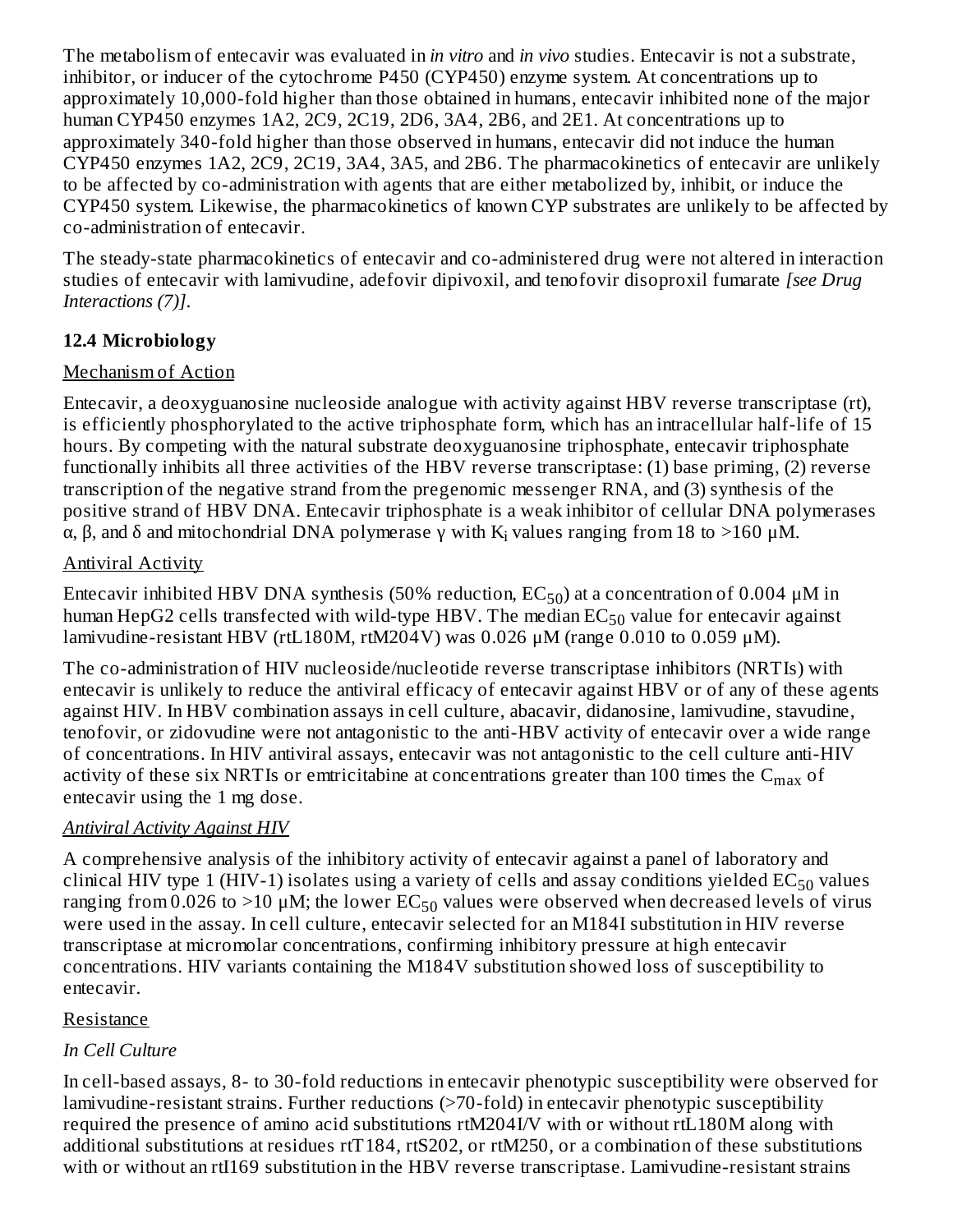The metabolism of entecavir was evaluated in *in vitro* and *in vivo* studies. Entecavir is not a substrate, inhibitor, or inducer of the cytochrome P450 (CYP450) enzyme system. At concentrations up to approximately 10,000-fold higher than those obtained in humans, entecavir inhibited none of the major human CYP450 enzymes 1A2, 2C9, 2C19, 2D6, 3A4, 2B6, and 2E1. At concentrations up to approximately 340-fold higher than those observed in humans, entecavir did not induce the human CYP450 enzymes 1A2, 2C9, 2C19, 3A4, 3A5, and 2B6. The pharmacokinetics of entecavir are unlikely to be affected by co-administration with agents that are either metabolized by, inhibit, or induce the CYP450 system. Likewise, the pharmacokinetics of known CYP substrates are unlikely to be affected by co-administration of entecavir.

The steady-state pharmacokinetics of entecavir and co-administered drug were not altered in interaction studies of entecavir with lamivudine, adefovir dipivoxil, and tenofovir disoproxil fumarate *[see Drug Interactions (7)]*.

### 12.4 Microbiology

Mechanism of Action

Entecavir, a deoxyguanosine nucleoside analogue with activity against HBV reverse transcriptase (rt), is efficiently phosphorylated to the active triphosphate form, which has an intracellular half-life of 15 hours. By competing with the natural substrate deoxyguanosine triphosphate, entecavir triphosphate functionally inhibits all three activities of the HBV reverse transcriptase: (1) base priming, (2) reverse transcription of the negative strand from the pregenomic messenger RNA, and (3) synthesis of the positive strand of HBV DNA. Entecavir triphosphate is a weak inhibitor of cellular DNA polymerases α, β, and δ and mitochondrial DNA polymerase γ with $K_i$ values ranging from 18 to >160 μM.

Antiviral Activity

Entecavir inhibited HBV DNA synthesis (50% reduction, $EC_{50}$) at a concentration of 0.004 μM in human HepG2 cells transfected with wild-type HBV. The median $EC_{50}$ value for entecavir against lamivudine-resistant HBV (rtL180M, rtM204V) was 0.026 μM (range 0.010 to 0.059 μM).

The co-administration of HIV nucleoside/nucleotide reverse transcriptase inhibitors (NRTIs) with entecavir is unlikely to reduce the antiviral efficacy of entecavir against HBV or of any of these agents against HIV. In HBV combination assays in cell culture, abacavir, didanosine, lamivudine, stavudine, tenofovir, or zidovudine were not antagonistic to the anti-HBV activity of entecavir over a wide range of concentrations. In HIV antiviral assays, entecavir was not antagonistic to the cell culture anti-HIV activity of these six NRTIs or emtricitabine at concentrations greater than 100 times the $C_{max}$ of entecavir using the 1 mg dose.

*Antiviral Activity Against HIV*

A comprehensive analysis of the inhibitory activity of entecavir against a panel of laboratory and clinical HIV type 1 (HIV-1) isolates using a variety of cells and assay conditions yielded $EC_{50}$ values ranging from 0.026 to >10 μM; the lower $EC_{50}$ values were observed when decreased levels of virus were used in the assay. In cell culture, entecavir selected for an M184I substitution in HIV reverse transcriptase at micromolar concentrations, confirming inhibitory pressure at high entecavir concentrations. HIV variants containing the M184V substitution showed loss of susceptibility to entecavir.

Resistance

*In Cell Culture*

In cell-based assays, 8- to 30-fold reductions in entecavir phenotypic susceptibility were observed for lamivudine-resistant strains. Further reductions (>70-fold) in entecavir phenotypic susceptibility required the presence of amino acid substitutions rtM204I/V with or without rtL180M along with additional substitutions at residues rtT184, rtS202, or rtM250, or a combination of these substitutions with or without an rtI169 substitution in the HBV reverse transcriptase. Lamivudine-resistant strains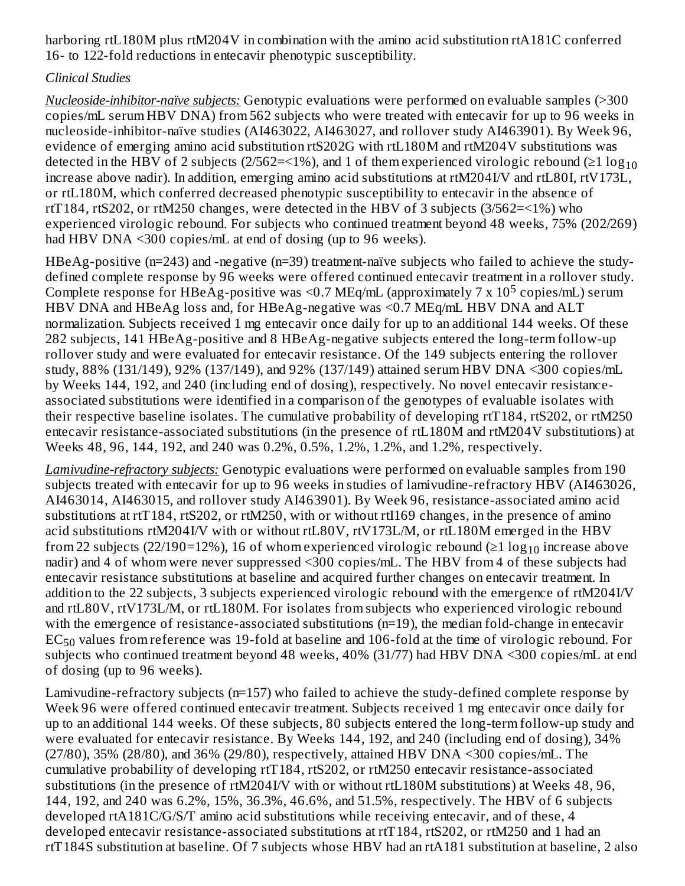harboring rtL180M plus rtM204V in combination with the amino acid substitution rtA181C conferred 16- to 122-fold reductions in entecavir phenotypic susceptibility.

*Clinical Studies*

*Nucleoside-inhibitor-naïve subjects:* Genotypic evaluations were performed on evaluable samples (>300 copies/mL serum HBV DNA) from 562 subjects who were treated with entecavir for up to 96 weeks in nucleoside-inhibitor-naïve studies (AI463022, AI463027, and rollover study AI463901). By Week 96, evidence of emerging amino acid substitution rtS202G with rtL180M and rtM204V substitutions was detected in the HBV of 2 subjects (2/562=<1%), and 1 of them experienced virologic rebound (≥1 $\log_{10}$ increase above nadir). In addition, emerging amino acid substitutions at rtM204I/V and rtL80I, rtV173L, or rtL180M, which conferred decreased phenotypic susceptibility to entecavir in the absence of rtT184, rtS202, or rtM250 changes, were detected in the HBV of 3 subjects (3/562=<1%) who experienced virologic rebound. For subjects who continued treatment beyond 48 weeks, 75% (202/269) had HBV DNA <300 copies/mL at end of dosing (up to 96 weeks).

HBeAg-positive (n=243) and -negative (n=39) treatment-naïve subjects who failed to achieve the study-defined complete response by 96 weeks were offered continued entecavir treatment in a rollover study. Complete response for HBeAg-positive was <0.7 MEq/mL (approximately 7 x $10^5$ copies/mL) serum HBV DNA and HBeAg loss and, for HBeAg-negative was <0.7 MEq/mL HBV DNA and ALT normalization. Subjects received 1 mg entecavir once daily for up to an additional 144 weeks. Of these 282 subjects, 141 HBeAg-positive and 8 HBeAg-negative subjects entered the long-term follow-up rollover study and were evaluated for entecavir resistance. Of the 149 subjects entering the rollover study, 88% (131/149), 92% (137/149), and 92% (137/149) attained serum HBV DNA <300 copies/mL by Weeks 144, 192, and 240 (including end of dosing), respectively. No novel entecavir resistance-associated substitutions were identified in a comparison of the genotypes of evaluable isolates with their respective baseline isolates. The cumulative probability of developing rtT184, rtS202, or rtM250 entecavir resistance-associated substitutions (in the presence of rtL180M and rtM204V substitutions) at Weeks 48, 96, 144, 192, and 240 was 0.2%, 0.5%, 1.2%, 1.2%, and 1.2%, respectively.

*Lamivudine-refractory subjects:* Genotypic evaluations were performed on evaluable samples from 190 subjects treated with entecavir for up to 96 weeks in studies of lamivudine-refractory HBV (AI463026, AI463014, AI463015, and rollover study AI463901). By Week 96, resistance-associated amino acid substitutions at rtT184, rtS202, or rtM250, with or without rtI169 changes, in the presence of amino acid substitutions rtM204I/V with or without rtL80V, rtV173L/M, or rtL180M emerged in the HBV from 22 subjects (22/190=12%), 16 of whom experienced virologic rebound (≥1 $\log_{10}$ increase above nadir) and 4 of whom were never suppressed <300 copies/mL. The HBV from 4 of these subjects had entecavir resistance substitutions at baseline and acquired further changes on entecavir treatment. In addition to the 22 subjects, 3 subjects experienced virologic rebound with the emergence of rtM204I/V and rtL80V, rtV173L/M, or rtL180M. For isolates from subjects who experienced virologic rebound with the emergence of resistance-associated substitutions (n=19), the median fold-change in entecavir $EC_{50}$ values from reference was 19-fold at baseline and 106-fold at the time of virologic rebound. For subjects who continued treatment beyond 48 weeks, 40% (31/77) had HBV DNA <300 copies/mL at end of dosing (up to 96 weeks).

Lamivudine-refractory subjects (n=157) who failed to achieve the study-defined complete response by Week 96 were offered continued entecavir treatment. Subjects received 1 mg entecavir once daily for up to an additional 144 weeks. Of these subjects, 80 subjects entered the long-term follow-up study and were evaluated for entecavir resistance. By Weeks 144, 192, and 240 (including end of dosing), 34% (27/80), 35% (28/80), and 36% (29/80), respectively, attained HBV DNA <300 copies/mL. The cumulative probability of developing rtT184, rtS202, or rtM250 entecavir resistance-associated substitutions (in the presence of rtM204I/V with or without rtL180M substitutions) at Weeks 48, 96, 144, 192, and 240 was 6.2%, 15%, 36.3%, 46.6%, and 51.5%, respectively. The HBV of 6 subjects developed rtA181C/G/S/T amino acid substitutions while receiving entecavir, and of these, 4 developed entecavir resistance-associated substitutions at rtT184, rtS202, or rtM250 and 1 had an rtT184S substitution at baseline. Of 7 subjects whose HBV had an rtA181 substitution at baseline, 2 also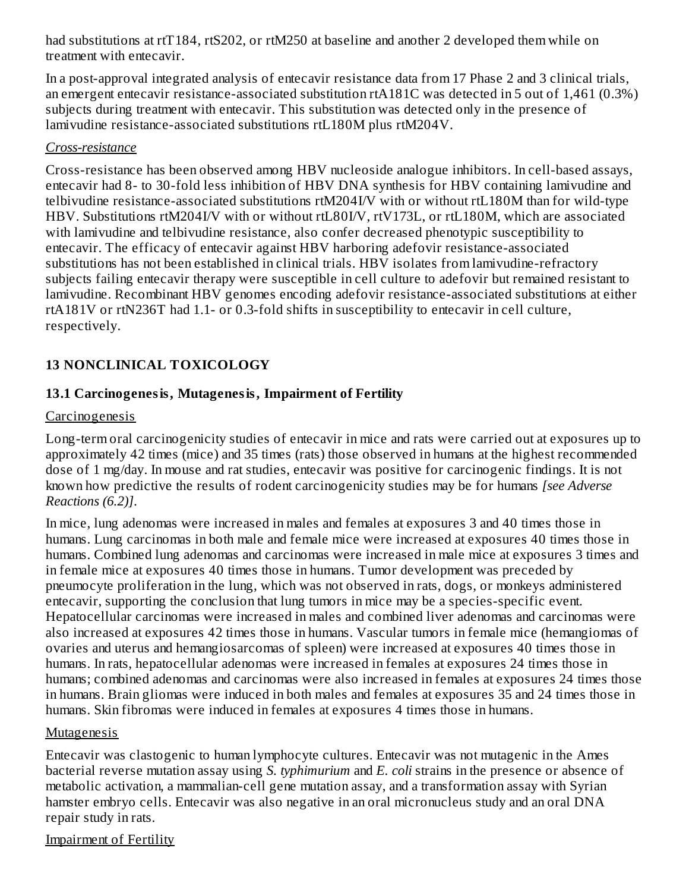had substitutions at rtT184, rtS202, or rtM250 at baseline and another 2 developed them while on treatment with entecavir.

In a post-approval integrated analysis of entecavir resistance data from 17 Phase 2 and 3 clinical trials, an emergent entecavir resistance-associated substitution rtA181C was detected in 5 out of 1,461 (0.3%) subjects during treatment with entecavir. This substitution was detected only in the presence of lamivudine resistance-associated substitutions rtL180M plus rtM204V.

*Cross-resistance*

Cross-resistance has been observed among HBV nucleoside analogue inhibitors. In cell-based assays, entecavir had 8- to 30-fold less inhibition of HBV DNA synthesis for HBV containing lamivudine and telbivudine resistance-associated substitutions rtM204I/V with or without rtL180M than for wild-type HBV. Substitutions rtM204I/V with or without rtL80I/V, rtV173L, or rtL180M, which are associated with lamivudine and telbivudine resistance, also confer decreased phenotypic susceptibility to entecavir. The efficacy of entecavir against HBV harboring adefovir resistance-associated substitutions has not been established in clinical trials. HBV isolates from lamivudine-refractory subjects failing entecavir therapy were susceptible in cell culture to adefovir but remained resistant to lamivudine. Recombinant HBV genomes encoding adefovir resistance-associated substitutions at either rtA181V or rtN236T had 1.1- or 0.3-fold shifts in susceptibility to entecavir in cell culture, respectively.

## 13 NONCLINICAL TOXICOLOGY

### 13.1 Carcinogenesis, Mutagenesis, Impairment of Fertility

Carcinogenesis

Long-term oral carcinogenicity studies of entecavir in mice and rats were carried out at exposures up to approximately 42 times (mice) and 35 times (rats) those observed in humans at the highest recommended dose of 1 mg/day. In mouse and rat studies, entecavir was positive for carcinogenic findings. It is not known how predictive the results of rodent carcinogenicity studies may be for humans *[see Adverse Reactions (6.2)]*.

In mice, lung adenomas were increased in males and females at exposures 3 and 40 times those in humans. Lung carcinomas in both male and female mice were increased at exposures 40 times those in humans. Combined lung adenomas and carcinomas were increased in male mice at exposures 3 times and in female mice at exposures 40 times those in humans. Tumor development was preceded by pneumocyte proliferation in the lung, which was not observed in rats, dogs, or monkeys administered entecavir, supporting the conclusion that lung tumors in mice may be a species-specific event. Hepatocellular carcinomas were increased in males and combined liver adenomas and carcinomas were also increased at exposures 42 times those in humans. Vascular tumors in female mice (hemangiomas of ovaries and uterus and hemangiosarcomas of spleen) were increased at exposures 40 times those in humans. In rats, hepatocellular adenomas were increased in females at exposures 24 times those in humans; combined adenomas and carcinomas were also increased in females at exposures 24 times those in humans. Brain gliomas were induced in both males and females at exposures 35 and 24 times those in humans. Skin fibromas were induced in females at exposures 4 times those in humans.

Mutagenesis

Entecavir was clastogenic to human lymphocyte cultures. Entecavir was not mutagenic in the Ames bacterial reverse mutation assay using *S. typhimurium* and *E. coli* strains in the presence or absence of metabolic activation, a mammalian-cell gene mutation assay, and a transformation assay with Syrian hamster embryo cells. Entecavir was also negative in an oral micronucleus study and an oral DNA repair study in rats.

Impairment of Fertility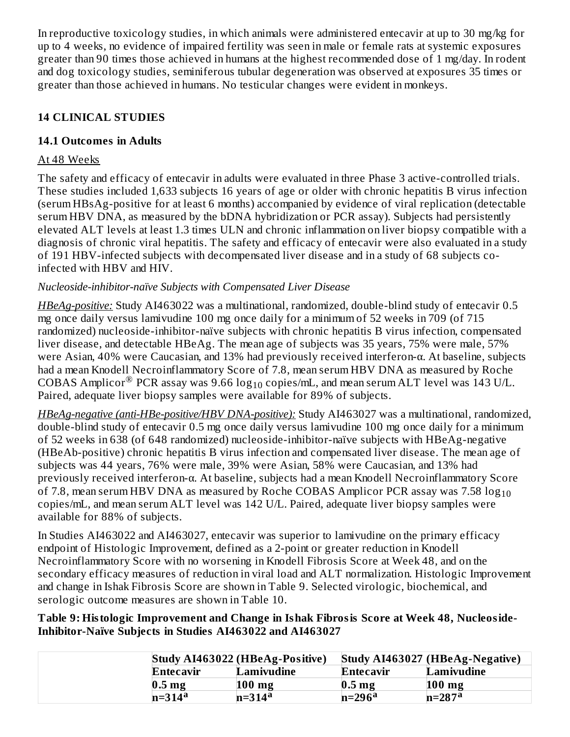In reproductive toxicology studies, in which animals were administered entecavir at up to 30 mg/kg for up to 4 weeks, no evidence of impaired fertility was seen in male or female rats at systemic exposures greater than 90 times those achieved in humans at the highest recommended dose of 1 mg/day. In rodent and dog toxicology studies, seminiferous tubular degeneration was observed at exposures 35 times or greater than those achieved in humans. No testicular changes were evident in monkeys.

## 14 CLINICAL STUDIES

### 14.1 Outcomes in Adults

At 48 Weeks

The safety and efficacy of entecavir in adults were evaluated in three Phase 3 active-controlled trials. These studies included 1,633 subjects 16 years of age or older with chronic hepatitis B virus infection (serum HBsAg-positive for at least 6 months) accompanied by evidence of viral replication (detectable serum HBV DNA, as measured by the bDNA hybridization or PCR assay). Subjects had persistently elevated ALT levels at least 1.3 times ULN and chronic inflammation on liver biopsy compatible with a diagnosis of chronic viral hepatitis. The safety and efficacy of entecavir were also evaluated in a study of 191 HBV-infected subjects with decompensated liver disease and in a study of 68 subjects co-infected with HBV and HIV.

*Nucleoside-inhibitor-naïve Subjects with Compensated Liver Disease*

*HBeAg-positive:* Study AI463022 was a multinational, randomized, double-blind study of entecavir 0.5 mg once daily versus lamivudine 100 mg once daily for a minimum of 52 weeks in 709 (of 715 randomized) nucleoside-inhibitor-naïve subjects with chronic hepatitis B virus infection, compensated liver disease, and detectable HBeAg. The mean age of subjects was 35 years, 75% were male, 57% were Asian, 40% were Caucasian, and 13% had previously received interferon-α. At baseline, subjects had a mean Knodell Necroinflammatory Score of 7.8, mean serum HBV DNA as measured by Roche COBAS Amplicor® PCR assay was 9.66 $\log_{10}$ copies/mL, and mean serum ALT level was 143 U/L. Paired, adequate liver biopsy samples were available for 89% of subjects.

*HBeAg-negative (anti-HBe-positive/HBV DNA-positive):* Study AI463027 was a multinational, randomized, double-blind study of entecavir 0.5 mg once daily versus lamivudine 100 mg once daily for a minimum of 52 weeks in 638 (of 648 randomized) nucleoside-inhibitor-naïve subjects with HBeAg-negative (HBeAb-positive) chronic hepatitis B virus infection and compensated liver disease. The mean age of subjects was 44 years, 76% were male, 39% were Asian, 58% were Caucasian, and 13% had previously received interferon-α. At baseline, subjects had a mean Knodell Necroinflammatory Score of 7.8, mean serum HBV DNA as measured by Roche COBAS Amplicor PCR assay was 7.58 $\log_{10}$ copies/mL, and mean serum ALT level was 142 U/L. Paired, adequate liver biopsy samples were available for 88% of subjects.

In Studies AI463022 and AI463027, entecavir was superior to lamivudine on the primary efficacy endpoint of Histologic Improvement, defined as a 2-point or greater reduction in Knodell Necroinflammatory Score with no worsening in Knodell Fibrosis Score at Week 48, and on the secondary efficacy measures of reduction in viral load and ALT normalization. Histologic Improvement and change in Ishak Fibrosis Score are shown in Table 9. Selected virologic, biochemical, and serologic outcome measures are shown in Table 10.

**Table 9: Histologic Improvement and Change in Ishak Fibrosis Score at Week 48, Nucleoside-Inhibitor-Naïve Subjects in Studies AI463022 and AI463027**

| | Study AI463022 (HBeAg-Positive) | | Study AI463027 (HBeAg-Negative) | |
|---|---|---|---|---|
| | Entecavir 0.5 mg n=314[a] | Lamivudine 100 mg n=314[a] | Entecavir 0.5 mg n=296[a] | Lamivudine 100 mg n=287[a] |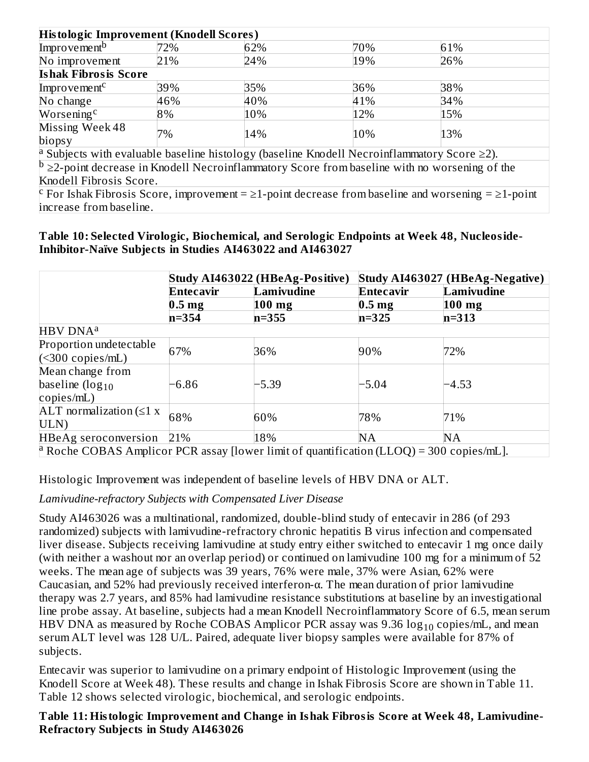| Histologic Improvement (Knodell Scores) | | | | |
|---|---|---|---|---|
| Improvement[b] | 72% | 62% | 70% | 61% |
| No improvement | 21% | 24% | 19% | 26% |
| **Ishak Fibrosis Score** | | | | |
| Improvement[c] | 39% | 35% | 36% | 38% |
| No change | 46% | 40% | 41% | 34% |
| Worsening[c] | 8% | 10% | 12% | 15% |
| Missing Week 48 biopsy | 7% | 14% | 10% | 13% |

[a] Subjects with evaluable baseline histology (baseline Knodell Necroinflammatory Score ≥2).
[b] ≥2-point decrease in Knodell Necroinflammatory Score from baseline with no worsening of the Knodell Fibrosis Score.
[c] For Ishak Fibrosis Score, improvement = ≥1-point decrease from baseline and worsening = ≥1-point increase from baseline.

**Table 10: Selected Virologic, Biochemical, and Serologic Endpoints at Week 48, Nucleoside-Inhibitor-Naïve Subjects in Studies AI463022 and AI463027**

| | Study AI463022 (HBeAg-Positive) | | Study AI463027 (HBeAg-Negative) | |
|---|---|---|---|---|
| | Entecavir 0.5 mg n=354 | Lamivudine 100 mg n=355 | Entecavir 0.5 mg n=325 | Lamivudine 100 mg n=313 |
| HBV DNA[a] | | | | |
| Proportion undetectable (<300 copies/mL) | 67% | 36% | 90% | 72% |
| Mean change from baseline ($\log_{10}$ copies/mL) | −6.86 | −5.39 | −5.04 | −4.53 |
| ALT normalization (≤1 x ULN) | 68% | 60% | 78% | 71% |
| HBeAg seroconversion | 21% | 18% | NA | NA |

[a] Roche COBAS Amplicor PCR assay [lower limit of quantification (LLOQ) = 300 copies/mL].

Histologic Improvement was independent of baseline levels of HBV DNA or ALT.

*Lamivudine-refractory Subjects with Compensated Liver Disease*

Study AI463026 was a multinational, randomized, double-blind study of entecavir in 286 (of 293 randomized) subjects with lamivudine-refractory chronic hepatitis B virus infection and compensated liver disease. Subjects receiving lamivudine at study entry either switched to entecavir 1 mg once daily (with neither a washout nor an overlap period) or continued on lamivudine 100 mg for a minimum of 52 weeks. The mean age of subjects was 39 years, 76% were male, 37% were Asian, 62% were Caucasian, and 52% had previously received interferon-α. The mean duration of prior lamivudine therapy was 2.7 years, and 85% had lamivudine resistance substitutions at baseline by an investigational line probe assay. At baseline, subjects had a mean Knodell Necroinflammatory Score of 6.5, mean serum HBV DNA as measured by Roche COBAS Amplicor PCR assay was 9.36 $\log_{10}$ copies/mL, and mean serum ALT level was 128 U/L. Paired, adequate liver biopsy samples were available for 87% of subjects.

Entecavir was superior to lamivudine on a primary endpoint of Histologic Improvement (using the Knodell Score at Week 48). These results and change in Ishak Fibrosis Score are shown in Table 11. Table 12 shows selected virologic, biochemical, and serologic endpoints.

**Table 11: Histologic Improvement and Change in Ishak Fibrosis Score at Week 48, Lamivudine-Refractory Subjects in Study AI463026**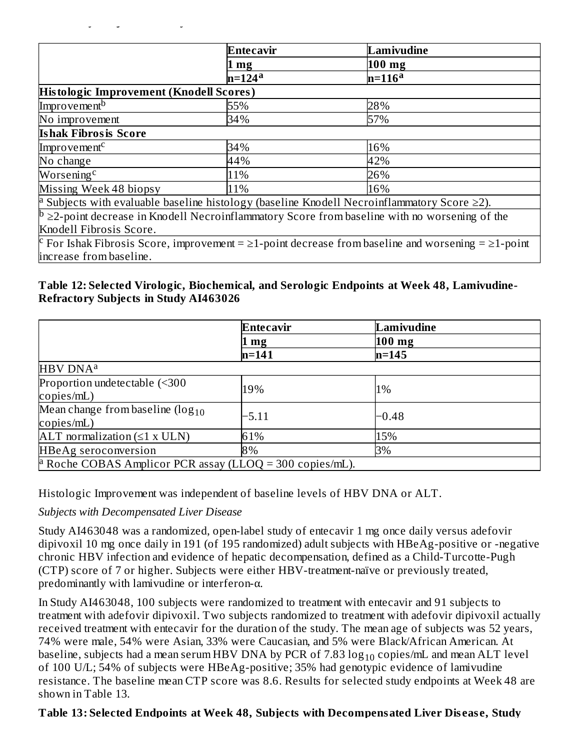| | Entecavir | Lamivudine |
|---|---|---|
| | 1 mg | 100 mg |
| | n=124[a] | n=116[a] |
| **Histologic Improvement (Knodell Scores)** | | |
| Improvement[b] | 55% | 28% |
| No improvement | 34% | 57% |
| **Ishak Fibrosis Score** | | |
| Improvement[c] | 34% | 16% |
| No change | 44% | 42% |
| Worsening[c] | 11% | 26% |
| Missing Week 48 biopsy | 11% | 16% |

[a] Subjects with evaluable baseline histology (baseline Knodell Necroinflammatory Score ≥2).

[b] ≥2-point decrease in Knodell Necroinflammatory Score from baseline with no worsening of the Knodell Fibrosis Score.

[c] For Ishak Fibrosis Score, improvement = ≥1-point decrease from baseline and worsening = ≥1-point increase from baseline.

**Table 12: Selected Virologic, Biochemical, and Serologic Endpoints at Week 48, Lamivudine-Refractory Subjects in Study AI463026**

| | Entecavir | Lamivudine |
|---|---|---|
| | 1 mg | 100 mg |
| | n=141 | n=145 |
| HBV DNA[a] | | |
| Proportion undetectable (<300 copies/mL) | 19% | 1% |
| Mean change from baseline ($\log_{10}$ copies/mL) | −5.11 | −0.48 |
| ALT normalization (≤1 x ULN) | 61% | 15% |
| HBeAg seroconversion | 8% | 3% |

[a] Roche COBAS Amplicor PCR assay (LLOQ = 300 copies/mL).

Histologic Improvement was independent of baseline levels of HBV DNA or ALT.

*Subjects with Decompensated Liver Disease*

Study AI463048 was a randomized, open-label study of entecavir 1 mg once daily versus adefovir dipivoxil 10 mg once daily in 191 (of 195 randomized) adult subjects with HBeAg-positive or -negative chronic HBV infection and evidence of hepatic decompensation, defined as a Child-Turcotte-Pugh (CTP) score of 7 or higher. Subjects were either HBV-treatment-naïve or previously treated, predominantly with lamivudine or interferon-α.

In Study AI463048, 100 subjects were randomized to treatment with entecavir and 91 subjects to treatment with adefovir dipivoxil. Two subjects randomized to treatment with adefovir dipivoxil actually received treatment with entecavir for the duration of the study. The mean age of subjects was 52 years, 74% were male, 54% were Asian, 33% were Caucasian, and 5% were Black/African American. At baseline, subjects had a mean serum HBV DNA by PCR of 7.83 $\log_{10}$ copies/mL and mean ALT level of 100 U/L; 54% of subjects were HBeAg-positive; 35% had genotypic evidence of lamivudine resistance. The baseline mean CTP score was 8.6. Results for selected study endpoints at Week 48 are shown in Table 13.

**Table 13: Selected Endpoints at Week 48, Subjects with Decompensated Liver Disease, Study**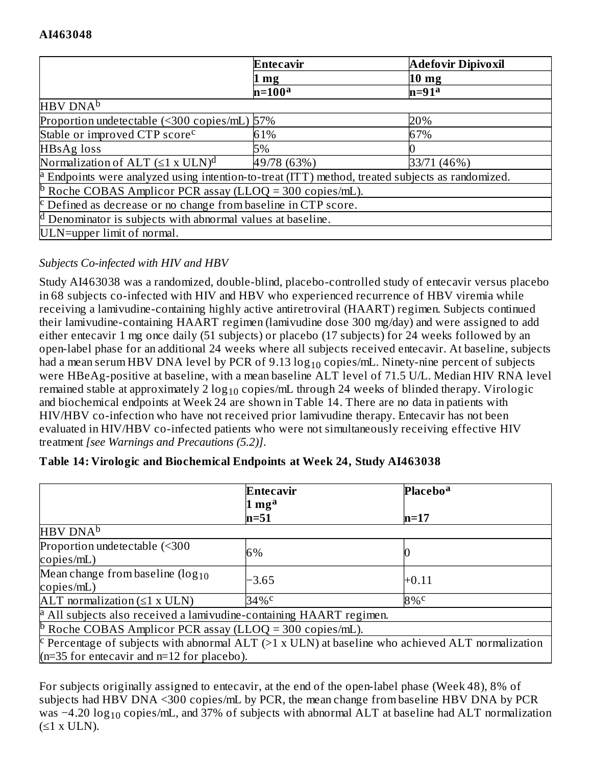**AI463048**

| | Entecavir 1 mg n=100[a] | Adefovir Dipivoxil 10 mg n=91[a] |
|---|---|---|
| HBV DNA[b] | | |
| Proportion undetectable (<300 copies/mL) | 57% | 20% |
| Stable or improved CTP score[c] | 61% | 67% |
| HBsAg loss | 5% | 0 |
| Normalization of ALT (≤1 x ULN)[d] | 49/78 (63%) | 33/71 (46%) |

[a] Endpoints were analyzed using intention-to-treat (ITT) method, treated subjects as randomized.

[b] Roche COBAS Amplicor PCR assay (LLOQ = 300 copies/mL).

[c] Defined as decrease or no change from baseline in CTP score.

[d] Denominator is subjects with abnormal values at baseline.

ULN=upper limit of normal.

*Subjects Co-infected with HIV and HBV*

Study AI463038 was a randomized, double-blind, placebo-controlled study of entecavir versus placebo in 68 subjects co-infected with HIV and HBV who experienced recurrence of HBV viremia while receiving a lamivudine-containing highly active antiretroviral (HAART) regimen. Subjects continued their lamivudine-containing HAART regimen (lamivudine dose 300 mg/day) and were assigned to add either entecavir 1 mg once daily (51 subjects) or placebo (17 subjects) for 24 weeks followed by an open-label phase for an additional 24 weeks where all subjects received entecavir. At baseline, subjects had a mean serum HBV DNA level by PCR of 9.13 $\log_{10}$ copies/mL. Ninety-nine percent of subjects were HBeAg-positive at baseline, with a mean baseline ALT level of 71.5 U/L. Median HIV RNA level remained stable at approximately 2 $\log_{10}$ copies/mL through 24 weeks of blinded therapy. Virologic and biochemical endpoints at Week 24 are shown in Table 14. There are no data in patients with HIV/HBV co-infection who have not received prior lamivudine therapy. Entecavir has not been evaluated in HIV/HBV co-infected patients who were not simultaneously receiving effective HIV treatment *[see Warnings and Precautions (5.2)]*.

**Table 14: Virologic and Biochemical Endpoints at Week 24, Study AI463038**

| | Entecavir 1 mg[a] n=51 | Placebo[a] n=17 |
|---|---|---|
| HBV DNA[b] | | |
| Proportion undetectable (<300 copies/mL) | 6% | 0 |
| Mean change from baseline ($\log_{10}$ copies/mL) | −3.65 | +0.11 |
| ALT normalization (≤1 x ULN) | 34%[c] | 8%[c] |

[a] All subjects also received a lamivudine-containing HAART regimen.

[b] Roche COBAS Amplicor PCR assay (LLOQ = 300 copies/mL).

[c] Percentage of subjects with abnormal ALT (>1 x ULN) at baseline who achieved ALT normalization (n=35 for entecavir and n=12 for placebo).

For subjects originally assigned to entecavir, at the end of the open-label phase (Week 48), 8% of subjects had HBV DNA <300 copies/mL by PCR, the mean change from baseline HBV DNA by PCR was −4.20 $\log_{10}$ copies/mL, and 37% of subjects with abnormal ALT at baseline had ALT normalization (≤1 x ULN).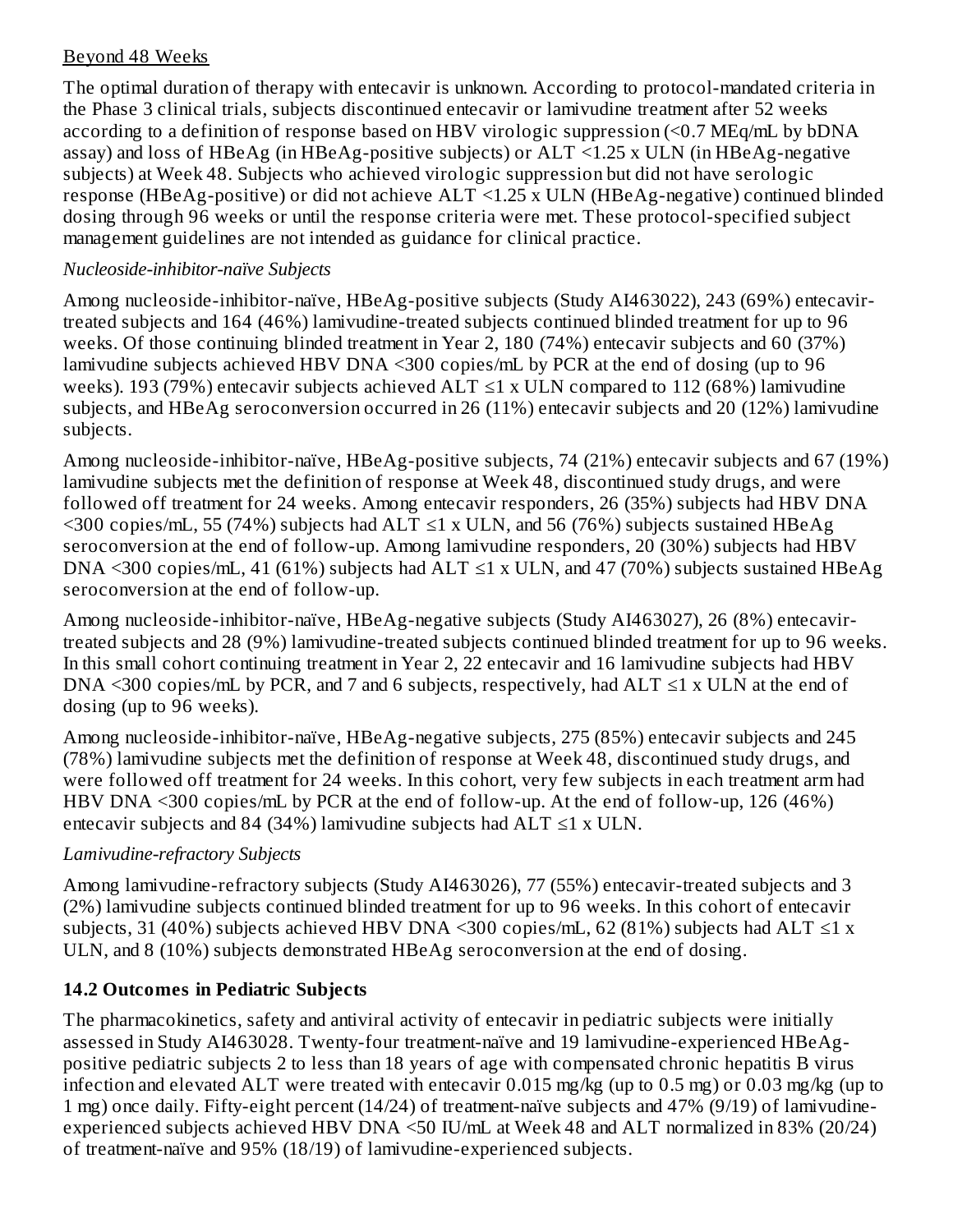Beyond 48 Weeks

The optimal duration of therapy with entecavir is unknown. According to protocol-mandated criteria in the Phase 3 clinical trials, subjects discontinued entecavir or lamivudine treatment after 52 weeks according to a definition of response based on HBV virologic suppression (<0.7 MEq/mL by bDNA assay) and loss of HBeAg (in HBeAg-positive subjects) or ALT <1.25 x ULN (in HBeAg-negative subjects) at Week 48. Subjects who achieved virologic suppression but did not have serologic response (HBeAg-positive) or did not achieve ALT <1.25 x ULN (HBeAg-negative) continued blinded dosing through 96 weeks or until the response criteria were met. These protocol-specified subject management guidelines are not intended as guidance for clinical practice.

*Nucleoside-inhibitor-naïve Subjects*

Among nucleoside-inhibitor-naïve, HBeAg-positive subjects (Study AI463022), 243 (69%) entecavir-treated subjects and 164 (46%) lamivudine-treated subjects continued blinded treatment for up to 96 weeks. Of those continuing blinded treatment in Year 2, 180 (74%) entecavir subjects and 60 (37%) lamivudine subjects achieved HBV DNA <300 copies/mL by PCR at the end of dosing (up to 96 weeks). 193 (79%) entecavir subjects achieved ALT ≤1 x ULN compared to 112 (68%) lamivudine subjects, and HBeAg seroconversion occurred in 26 (11%) entecavir subjects and 20 (12%) lamivudine subjects.

Among nucleoside-inhibitor-naïve, HBeAg-positive subjects, 74 (21%) entecavir subjects and 67 (19%) lamivudine subjects met the definition of response at Week 48, discontinued study drugs, and were followed off treatment for 24 weeks. Among entecavir responders, 26 (35%) subjects had HBV DNA <300 copies/mL, 55 (74%) subjects had ALT ≤1 x ULN, and 56 (76%) subjects sustained HBeAg seroconversion at the end of follow-up. Among lamivudine responders, 20 (30%) subjects had HBV DNA <300 copies/mL, 41 (61%) subjects had ALT ≤1 x ULN, and 47 (70%) subjects sustained HBeAg seroconversion at the end of follow-up.

Among nucleoside-inhibitor-naïve, HBeAg-negative subjects (Study AI463027), 26 (8%) entecavir-treated subjects and 28 (9%) lamivudine-treated subjects continued blinded treatment for up to 96 weeks. In this small cohort continuing treatment in Year 2, 22 entecavir and 16 lamivudine subjects had HBV DNA <300 copies/mL by PCR, and 7 and 6 subjects, respectively, had ALT ≤1 x ULN at the end of dosing (up to 96 weeks).

Among nucleoside-inhibitor-naïve, HBeAg-negative subjects, 275 (85%) entecavir subjects and 245 (78%) lamivudine subjects met the definition of response at Week 48, discontinued study drugs, and were followed off treatment for 24 weeks. In this cohort, very few subjects in each treatment arm had HBV DNA <300 copies/mL by PCR at the end of follow-up. At the end of follow-up, 126 (46%) entecavir subjects and 84 (34%) lamivudine subjects had ALT ≤1 x ULN.

*Lamivudine-refractory Subjects*

Among lamivudine-refractory subjects (Study AI463026), 77 (55%) entecavir-treated subjects and 3 (2%) lamivudine subjects continued blinded treatment for up to 96 weeks. In this cohort of entecavir subjects, 31 (40%) subjects achieved HBV DNA <300 copies/mL, 62 (81%) subjects had ALT ≤1 x ULN, and 8 (10%) subjects demonstrated HBeAg seroconversion at the end of dosing.

## 14.2 Outcomes in Pediatric Subjects

The pharmacokinetics, safety and antiviral activity of entecavir in pediatric subjects were initially assessed in Study AI463028. Twenty-four treatment-naïve and 19 lamivudine-experienced HBeAg-positive pediatric subjects 2 to less than 18 years of age with compensated chronic hepatitis B virus infection and elevated ALT were treated with entecavir 0.015 mg/kg (up to 0.5 mg) or 0.03 mg/kg (up to 1 mg) once daily. Fifty-eight percent (14/24) of treatment-naïve subjects and 47% (9/19) of lamivudine-experienced subjects achieved HBV DNA <50 IU/mL at Week 48 and ALT normalized in 83% (20/24) of treatment-naïve and 95% (18/19) of lamivudine-experienced subjects.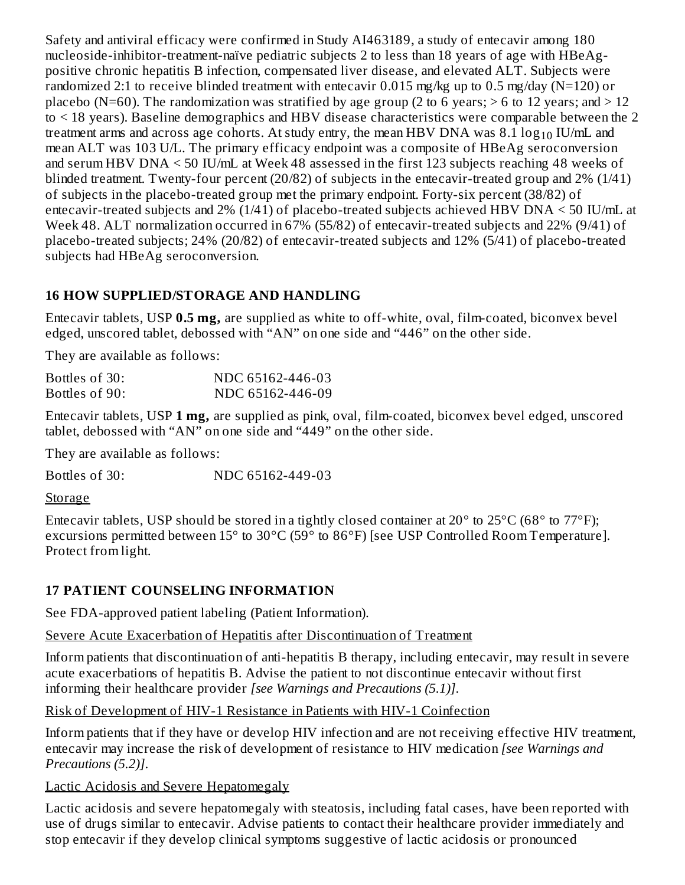Safety and antiviral efficacy were confirmed in Study AI463189, a study of entecavir among 180 nucleoside-inhibitor-treatment-naïve pediatric subjects 2 to less than 18 years of age with HBeAg-positive chronic hepatitis B infection, compensated liver disease, and elevated ALT. Subjects were randomized 2:1 to receive blinded treatment with entecavir 0.015 mg/kg up to 0.5 mg/day (N=120) or placebo (N=60). The randomization was stratified by age group (2 to 6 years; > 6 to 12 years; and > 12 to < 18 years). Baseline demographics and HBV disease characteristics were comparable between the 2 treatment arms and across age cohorts. At study entry, the mean HBV DNA was 8.1 $\log_{10}$ IU/mL and mean ALT was 103 U/L. The primary efficacy endpoint was a composite of HBeAg seroconversion and serum HBV DNA < 50 IU/mL at Week 48 assessed in the first 123 subjects reaching 48 weeks of blinded treatment. Twenty-four percent (20/82) of subjects in the entecavir-treated group and 2% (1/41) of subjects in the placebo-treated group met the primary endpoint. Forty-six percent (38/82) of entecavir-treated subjects and 2% (1/41) of placebo-treated subjects achieved HBV DNA < 50 IU/mL at Week 48. ALT normalization occurred in 67% (55/82) of entecavir-treated subjects and 22% (9/41) of placebo-treated subjects; 24% (20/82) of entecavir-treated subjects and 12% (5/41) of placebo-treated subjects had HBeAg seroconversion.

## 16 HOW SUPPLIED/STORAGE AND HANDLING

Entecavir tablets, USP **0.5 mg,** are supplied as white to off-white, oval, film-coated, biconvex bevel edged, unscored tablet, debossed with "AN" on one side and "446" on the other side.

They are available as follows:

| | |
|---|---|
| Bottles of 30: | NDC 65162-446-03 |
| Bottles of 90: | NDC 65162-446-09 |

Entecavir tablets, USP **1 mg,** are supplied as pink, oval, film-coated, biconvex bevel edged, unscored tablet, debossed with "AN" on one side and "449" on the other side.

They are available as follows:

| | |
|---|---|
| Bottles of 30: | NDC 65162-449-03 |

Storage

Entecavir tablets, USP should be stored in a tightly closed container at 20° to 25°C (68° to 77°F); excursions permitted between 15° to 30°C (59° to 86°F) [see USP Controlled Room Temperature]. Protect from light.

## 17 PATIENT COUNSELING INFORMATION

See FDA-approved patient labeling (Patient Information).

Severe Acute Exacerbation of Hepatitis after Discontinuation of Treatment

Inform patients that discontinuation of anti-hepatitis B therapy, including entecavir, may result in severe acute exacerbations of hepatitis B. Advise the patient to not discontinue entecavir without first informing their healthcare provider *[see Warnings and Precautions (5.1)]*.

Risk of Development of HIV-1 Resistance in Patients with HIV-1 Coinfection

Inform patients that if they have or develop HIV infection and are not receiving effective HIV treatment, entecavir may increase the risk of development of resistance to HIV medication *[see Warnings and Precautions (5.2)]*.

Lactic Acidosis and Severe Hepatomegaly

Lactic acidosis and severe hepatomegaly with steatosis, including fatal cases, have been reported with use of drugs similar to entecavir. Advise patients to contact their healthcare provider immediately and stop entecavir if they develop clinical symptoms suggestive of lactic acidosis or pronounced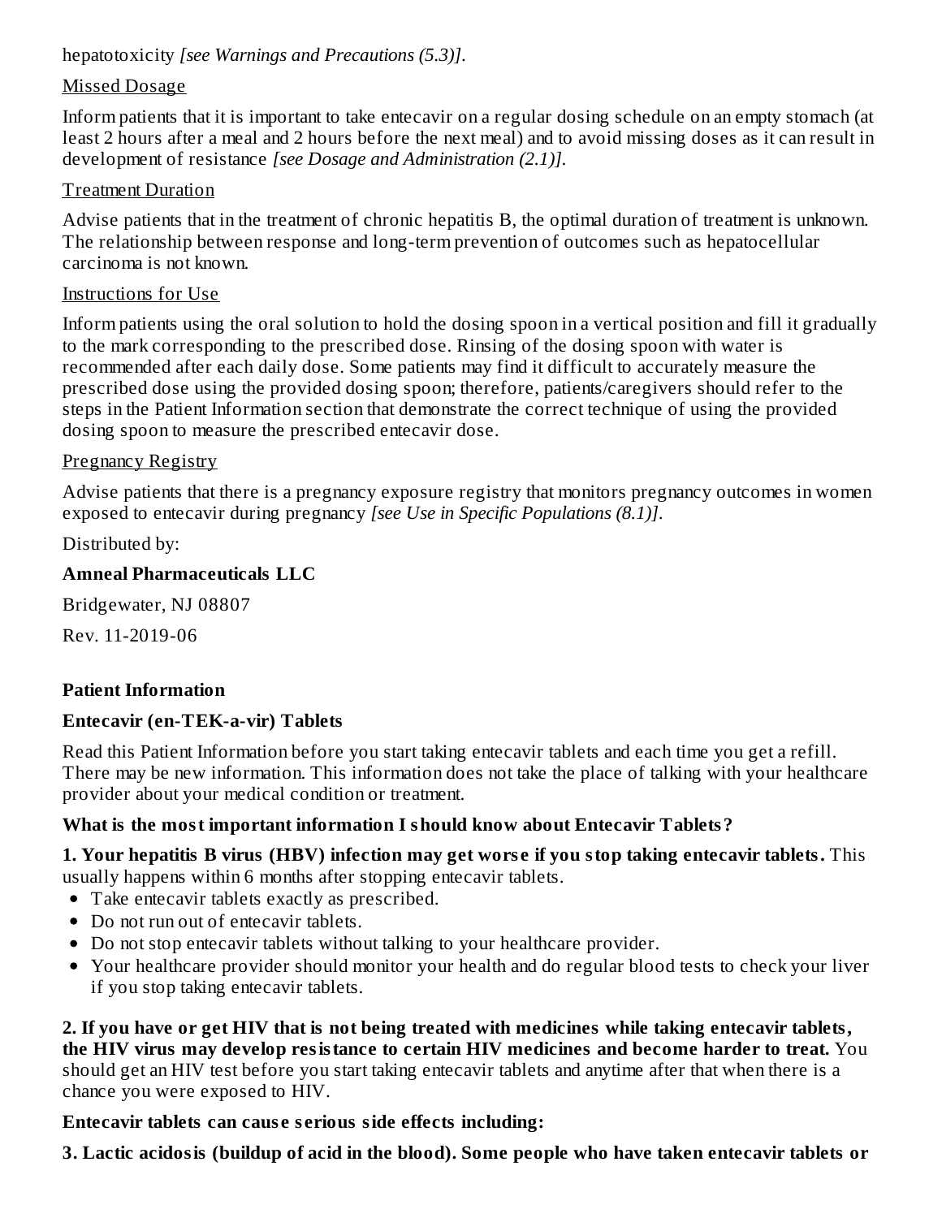hepatotoxicity *[see Warnings and Precautions (5.3)]*.

Missed Dosage

Inform patients that it is important to take entecavir on a regular dosing schedule on an empty stomach (at least 2 hours after a meal and 2 hours before the next meal) and to avoid missing doses as it can result in development of resistance *[see Dosage and Administration (2.1)]*.

Treatment Duration

Advise patients that in the treatment of chronic hepatitis B, the optimal duration of treatment is unknown. The relationship between response and long-term prevention of outcomes such as hepatocellular carcinoma is not known.

Instructions for Use

Inform patients using the oral solution to hold the dosing spoon in a vertical position and fill it gradually to the mark corresponding to the prescribed dose. Rinsing of the dosing spoon with water is recommended after each daily dose. Some patients may find it difficult to accurately measure the prescribed dose using the provided dosing spoon; therefore, patients/caregivers should refer to the steps in the Patient Information section that demonstrate the correct technique of using the provided dosing spoon to measure the prescribed entecavir dose.

Pregnancy Registry

Advise patients that there is a pregnancy exposure registry that monitors pregnancy outcomes in women exposed to entecavir during pregnancy *[see Use in Specific Populations (8.1)]*.

Distributed by:

**Amneal Pharmaceuticals LLC**

Bridgewater, NJ 08807

Rev. 11-2019-06

## Patient Information

## Entecavir (en-TEK-a-vir) Tablets

Read this Patient Information before you start taking entecavir tablets and each time you get a refill. There may be new information. This information does not take the place of talking with your healthcare provider about your medical condition or treatment.

### What is the most important information I should know about Entecavir Tablets?

**1. Your hepatitis B virus (HBV) infection may get worse if you stop taking entecavir tablets.** This usually happens within 6 months after stopping entecavir tablets.

- Take entecavir tablets exactly as prescribed.
- Do not run out of entecavir tablets.
- Do not stop entecavir tablets without talking to your healthcare provider.
- Your healthcare provider should monitor your health and do regular blood tests to check your liver if you stop taking entecavir tablets.

**2. If you have or get HIV that is not being treated with medicines while taking entecavir tablets, the HIV virus may develop resistance to certain HIV medicines and become harder to treat.** You should get an HIV test before you start taking entecavir tablets and anytime after that when there is a chance you were exposed to HIV.

**Entecavir tablets can cause serious side effects including:**

**3. Lactic acidosis (buildup of acid in the blood). Some people who have taken entecavir tablets or**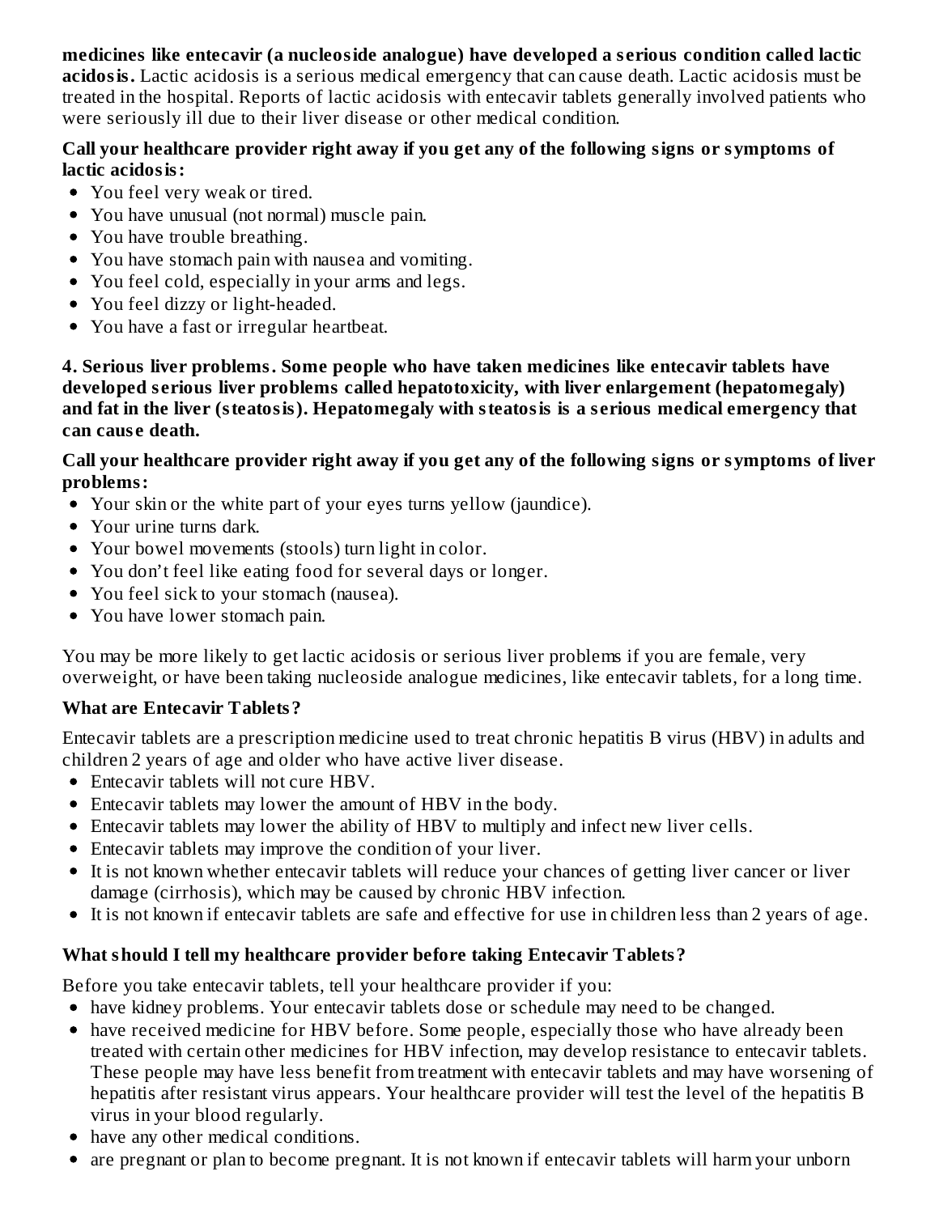**medicines like entecavir (a nucleoside analogue) have developed a serious condition called lactic acidosis.** Lactic acidosis is a serious medical emergency that can cause death. Lactic acidosis must be treated in the hospital. Reports of lactic acidosis with entecavir tablets generally involved patients who were seriously ill due to their liver disease or other medical condition.

**Call your healthcare provider right away if you get any of the following signs or symptoms of lactic acidosis:**

- You feel very weak or tired.
- You have unusual (not normal) muscle pain.
- You have trouble breathing.
- You have stomach pain with nausea and vomiting.
- You feel cold, especially in your arms and legs.
- You feel dizzy or light-headed.
- You have a fast or irregular heartbeat.

**4. Serious liver problems. Some people who have taken medicines like entecavir tablets have developed serious liver problems called hepatotoxicity, with liver enlargement (hepatomegaly) and fat in the liver (steatosis). Hepatomegaly with steatosis is a serious medical emergency that can cause death.**

**Call your healthcare provider right away if you get any of the following signs or symptoms of liver problems:**

- Your skin or the white part of your eyes turns yellow (jaundice).
- Your urine turns dark.
- Your bowel movements (stools) turn light in color.
- You don't feel like eating food for several days or longer.
- You feel sick to your stomach (nausea).
- You have lower stomach pain.

You may be more likely to get lactic acidosis or serious liver problems if you are female, very overweight, or have been taking nucleoside analogue medicines, like entecavir tablets, for a long time.

### What are Entecavir Tablets?

Entecavir tablets are a prescription medicine used to treat chronic hepatitis B virus (HBV) in adults and children 2 years of age and older who have active liver disease.

- Entecavir tablets will not cure HBV.
- Entecavir tablets may lower the amount of HBV in the body.
- Entecavir tablets may lower the ability of HBV to multiply and infect new liver cells.
- Entecavir tablets may improve the condition of your liver.
- It is not known whether entecavir tablets will reduce your chances of getting liver cancer or liver damage (cirrhosis), which may be caused by chronic HBV infection.
- It is not known if entecavir tablets are safe and effective for use in children less than 2 years of age.

### What should I tell my healthcare provider before taking Entecavir Tablets?

Before you take entecavir tablets, tell your healthcare provider if you:

- have kidney problems. Your entecavir tablets dose or schedule may need to be changed.
- have received medicine for HBV before. Some people, especially those who have already been treated with certain other medicines for HBV infection, may develop resistance to entecavir tablets. These people may have less benefit from treatment with entecavir tablets and may have worsening of hepatitis after resistant virus appears. Your healthcare provider will test the level of the hepatitis B virus in your blood regularly.
- have any other medical conditions.
- are pregnant or plan to become pregnant. It is not known if entecavir tablets will harm your unborn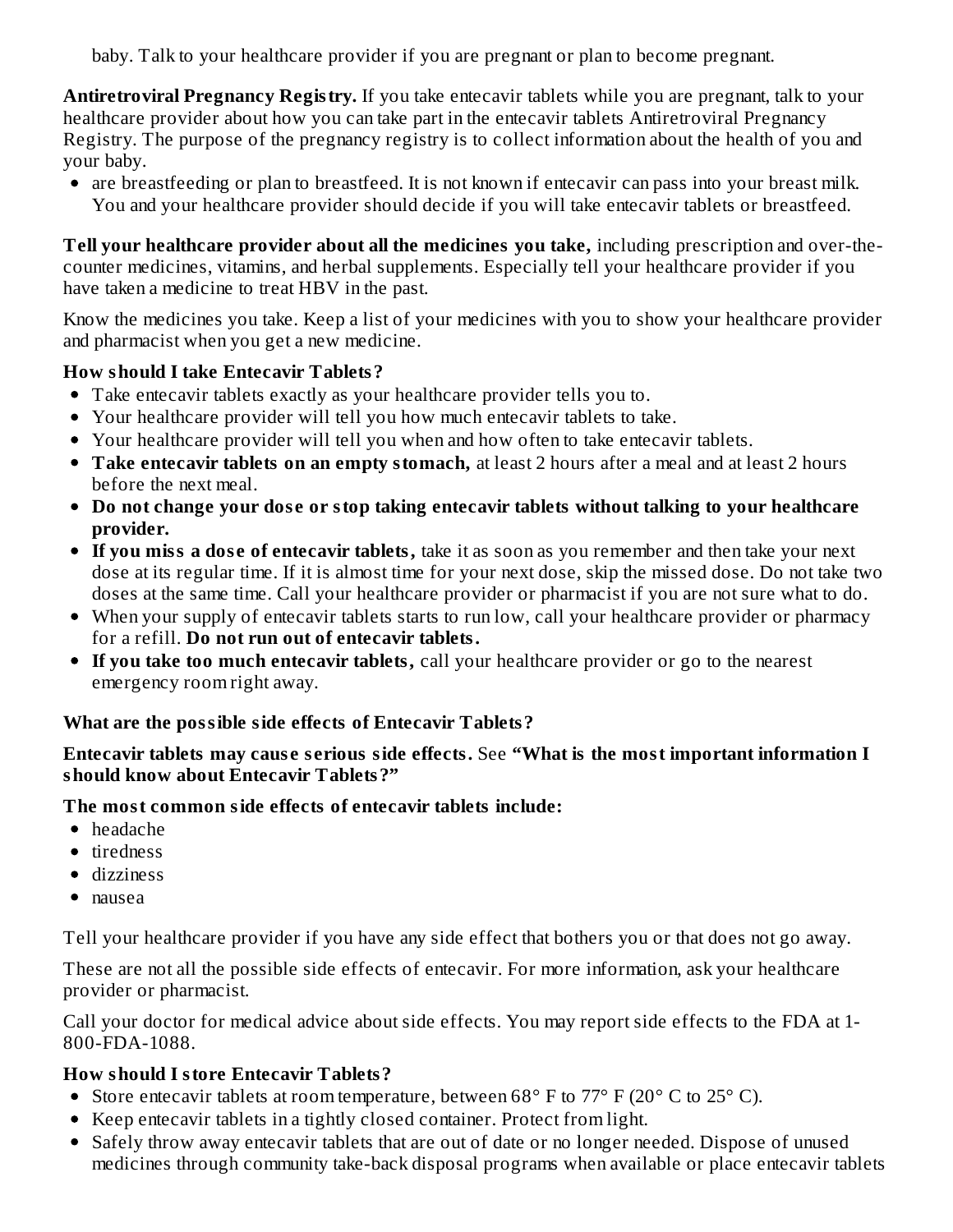baby. Talk to your healthcare provider if you are pregnant or plan to become pregnant.

**Antiretroviral Pregnancy Registry.** If you take entecavir tablets while you are pregnant, talk to your healthcare provider about how you can take part in the entecavir tablets Antiretroviral Pregnancy Registry. The purpose of the pregnancy registry is to collect information about the health of you and your baby.

- are breastfeeding or plan to breastfeed. It is not known if entecavir can pass into your breast milk. You and your healthcare provider should decide if you will take entecavir tablets or breastfeed.

**Tell your healthcare provider about all the medicines you take,** including prescription and over-the-counter medicines, vitamins, and herbal supplements. Especially tell your healthcare provider if you have taken a medicine to treat HBV in the past.

Know the medicines you take. Keep a list of your medicines with you to show your healthcare provider and pharmacist when you get a new medicine.

### How should I take Entecavir Tablets?

- Take entecavir tablets exactly as your healthcare provider tells you to.
- Your healthcare provider will tell you how much entecavir tablets to take.
- Your healthcare provider will tell you when and how often to take entecavir tablets.
- **Take entecavir tablets on an empty stomach,** at least 2 hours after a meal and at least 2 hours before the next meal.
- **Do not change your dose or stop taking entecavir tablets without talking to your healthcare provider.**
- **If you miss a dose of entecavir tablets,** take it as soon as you remember and then take your next dose at its regular time. If it is almost time for your next dose, skip the missed dose. Do not take two doses at the same time. Call your healthcare provider or pharmacist if you are not sure what to do.
- When your supply of entecavir tablets starts to run low, call your healthcare provider or pharmacy for a refill. **Do not run out of entecavir tablets.**
- **If you take too much entecavir tablets,** call your healthcare provider or go to the nearest emergency room right away.

### What are the possible side effects of Entecavir Tablets?

**Entecavir tablets may cause serious side effects.** See **"What is the most important information I should know about Entecavir Tablets?"**

**The most common side effects of entecavir tablets include:**

- headache
- tiredness
- dizziness
- nausea

Tell your healthcare provider if you have any side effect that bothers you or that does not go away.

These are not all the possible side effects of entecavir. For more information, ask your healthcare provider or pharmacist.

Call your doctor for medical advice about side effects. You may report side effects to the FDA at 1-800-FDA-1088.

### How should I store Entecavir Tablets?

- Store entecavir tablets at room temperature, between 68° F to 77° F (20° C to 25° C).
- Keep entecavir tablets in a tightly closed container. Protect from light.
- Safely throw away entecavir tablets that are out of date or no longer needed. Dispose of unused medicines through community take-back disposal programs when available or place entecavir tablets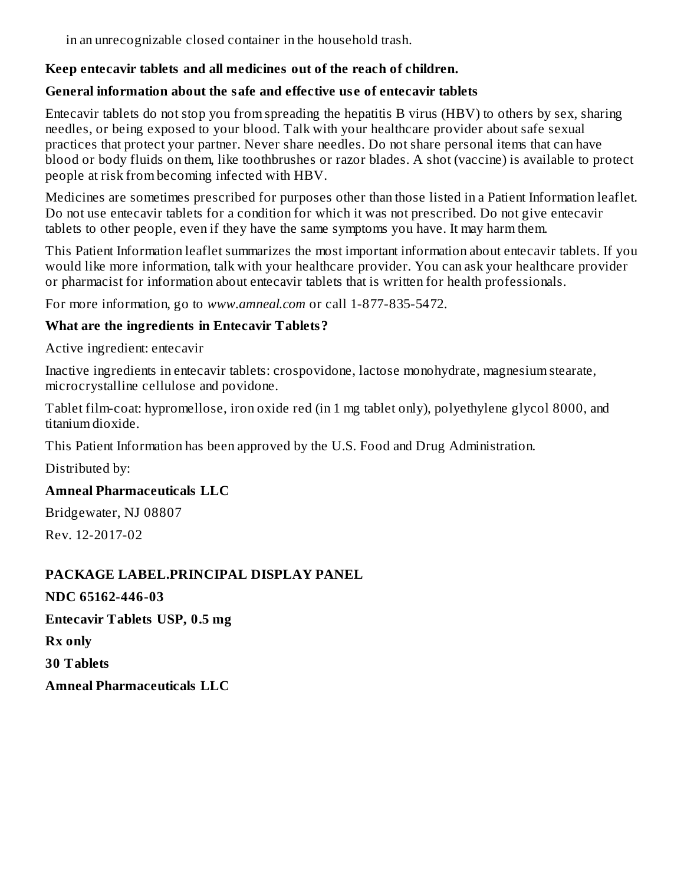in an unrecognizable closed container in the household trash.

**Keep entecavir tablets and all medicines out of the reach of children.**

**General information about the safe and effective use of entecavir tablets**

Entecavir tablets do not stop you from spreading the hepatitis B virus (HBV) to others by sex, sharing needles, or being exposed to your blood. Talk with your healthcare provider about safe sexual practices that protect your partner. Never share needles. Do not share personal items that can have blood or body fluids on them, like toothbrushes or razor blades. A shot (vaccine) is available to protect people at risk from becoming infected with HBV.

Medicines are sometimes prescribed for purposes other than those listed in a Patient Information leaflet. Do not use entecavir tablets for a condition for which it was not prescribed. Do not give entecavir tablets to other people, even if they have the same symptoms you have. It may harm them.

This Patient Information leaflet summarizes the most important information about entecavir tablets. If you would like more information, talk with your healthcare provider. You can ask your healthcare provider or pharmacist for information about entecavir tablets that is written for health professionals.

For more information, go to *www.amneal.com* or call 1-877-835-5472.

**What are the ingredients in Entecavir Tablets?**

Active ingredient: entecavir

Inactive ingredients in entecavir tablets: crospovidone, lactose monohydrate, magnesium stearate, microcrystalline cellulose and povidone.

Tablet film-coat: hypromellose, iron oxide red (in 1 mg tablet only), polyethylene glycol 8000, and titanium dioxide.

This Patient Information has been approved by the U.S. Food and Drug Administration.

Distributed by:

**Amneal Pharmaceuticals LLC**

Bridgewater, NJ 08807

Rev. 12-2017-02

**PACKAGE LABEL.PRINCIPAL DISPLAY PANEL**

**NDC 65162-446-03**

**Entecavir Tablets USP, 0.5 mg**

**Rx only**

**30 Tablets**

**Amneal Pharmaceuticals LLC**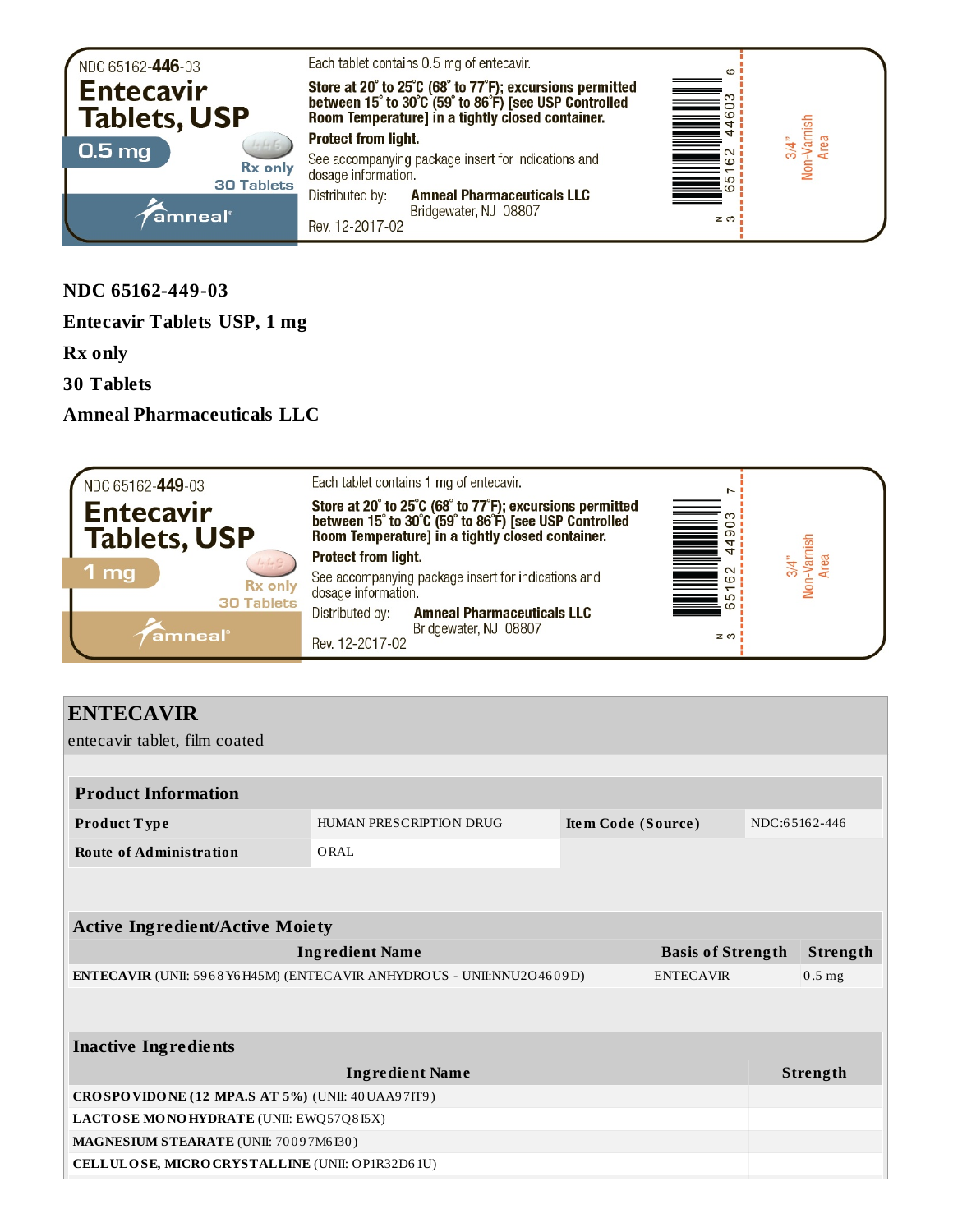NDC 65162-446-03

**Entecavir Tablets, USP**

**0.5 mg**

Rx only

30 Tablets

amneal

Each tablet contains 0.5 mg of entecavir.

**Store at 20° to 25°C (68° to 77°F); excursions permitted between 15° to 30°C (59° to 86°F) [see USP Controlled Room Temperature] in a tightly closed container.**

**Protect from light.**

See accompanying package insert for indications and dosage information.

Distributed by: **Amneal Pharmaceuticals LLC**
Bridgewater, NJ 08807

Rev. 12-2017-02

N 3 65162 44603 6

3/4" Non-Varnish Area

**NDC 65162-449-03**

**Entecavir Tablets USP, 1 mg**

**Rx only**

**30 Tablets**

**Amneal Pharmaceuticals LLC**

NDC 65162-449-03

**Entecavir Tablets, USP**

**1 mg**

Rx only

30 Tablets

amneal

Each tablet contains 1 mg of entecavir.

**Store at 20° to 25°C (68° to 77°F); excursions permitted between 15° to 30°C (59° to 86°F) [see USP Controlled Room Temperature] in a tightly closed container.**

**Protect from light.**

See accompanying package insert for indications and dosage information.

Distributed by: **Amneal Pharmaceuticals LLC**
Bridgewater, NJ 08807

Rev. 12-2017-02

N 3 65162 44903 7

3/4" Non-Varnish Area

## ENTECAVIR

entecavir tablet, film coated

| Product Information | | | |
|---|---|---|---|
| **Product Type** | HUMAN PRESCRIPTION DRUG | **Item Code (Source)** | NDC:65162-446 |
| **Route of Administration** | ORAL | | |

| Active Ingredient/Active Moiety | | |
|---|---|---|
| **Ingredient Name** | **Basis of Strength** | **Strength** |
| **ENTECAVIR** (UNII: 5968Y6H45M) (ENTECAVIR ANHYDROUS - UNII:NNU2O4609D) | ENTECAVIR | 0.5 mg |

| Inactive Ingredients | |
|---|---|
| **Ingredient Name** | **Strength** |
| **CROSPOVIDONE (12 MPA.S AT 5%)** (UNII: 40UAA97IT9) | |
| **LACTOSE MONOHYDRATE** (UNII: EWQ57Q8I5X) | |
| **MAGNESIUM STEARATE** (UNII: 70097M6I30) | |
| **CELLULOSE, MICROCRYSTALLINE** (UNII: OP1R32D61U) | |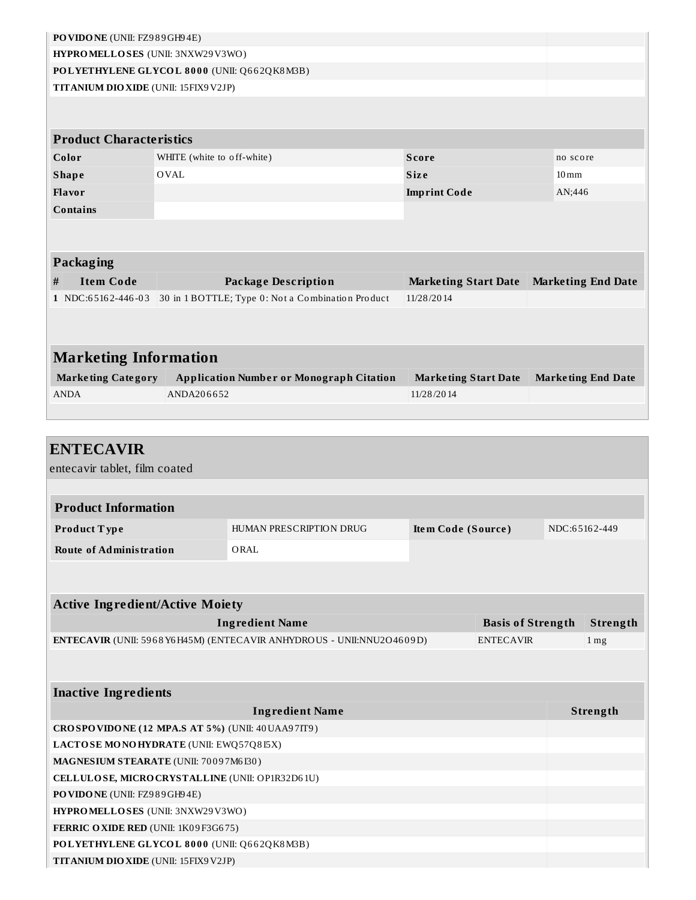| | |
|---|---|
| **POVIDONE** (UNII: FZ989GH94E) | |
| **HYPROMELLOSES** (UNII: 3NXW29V3WO) | |
| **POLYETHYLENE GLYCOL 8000** (UNII: Q662QK8M3B) | |
| **TITANIUM DIOXIDE** (UNII: 15FIX9V2JP) | |

| **Product Characteristics** | | | |
|---|---|---|---|
| **Color** | WHITE (white to off-white) | **Score** | no score |
| **Shape** | OVAL | **Size** | 10mm |
| **Flavor** | | **Imprint Code** | AN;446 |
| **Contains** | | | |

| **Packaging** | | | | |
|---|---|---|---|---|
| **#** | **Item Code** | **Package Description** | **Marketing Start Date** | **Marketing End Date** |
| **1** | NDC:65162-446-03 | 30 in 1 BOTTLE; Type 0: Not a Combination Product | 11/28/2014 | |

| **Marketing Information** | | | |
|---|---|---|---|
| **Marketing Category** | **Application Number or Monograph Citation** | **Marketing Start Date** | **Marketing End Date** |
| ANDA | ANDA206652 | 11/28/2014 | |

## ENTECAVIR

entecavir tablet, film coated

| **Product Information** | | | |
|---|---|---|---|
| **Product Type** | HUMAN PRESCRIPTION DRUG | **Item Code (Source)** | NDC:65162-449 |
| **Route of Administration** | ORAL | | |

| **Active Ingredient/Active Moiety** | | |
|---|---|---|
| **Ingredient Name** | **Basis of Strength** | **Strength** |
| **ENTECAVIR** (UNII: 5968Y6H45M) (ENTECAVIR ANHYDROUS - UNII:NNU2O4609D) | ENTECAVIR | 1 mg |

| **Inactive Ingredients** | |
|---|---|
| **Ingredient Name** | **Strength** |
| **CROSPOVIDONE (12 MPA.S AT 5%)** (UNII: 40UAA97IT9) | |
| **LACTOSE MONOHYDRATE** (UNII: EWQ57Q8I5X) | |
| **MAGNESIUM STEARATE** (UNII: 70097M6I30) | |
| **CELLULOSE, MICROCRYSTALLINE** (UNII: OP1R32D61U) | |
| **POVIDONE** (UNII: FZ989GH94E) | |
| **HYPROMELLOSES** (UNII: 3NXW29V3WO) | |
| **FERRIC OXIDE RED** (UNII: 1K09F3G675) | |
| **POLYETHYLENE GLYCOL 8000** (UNII: Q662QK8M3B) | |
| **TITANIUM DIOXIDE** (UNII: 15FIX9V2JP) | |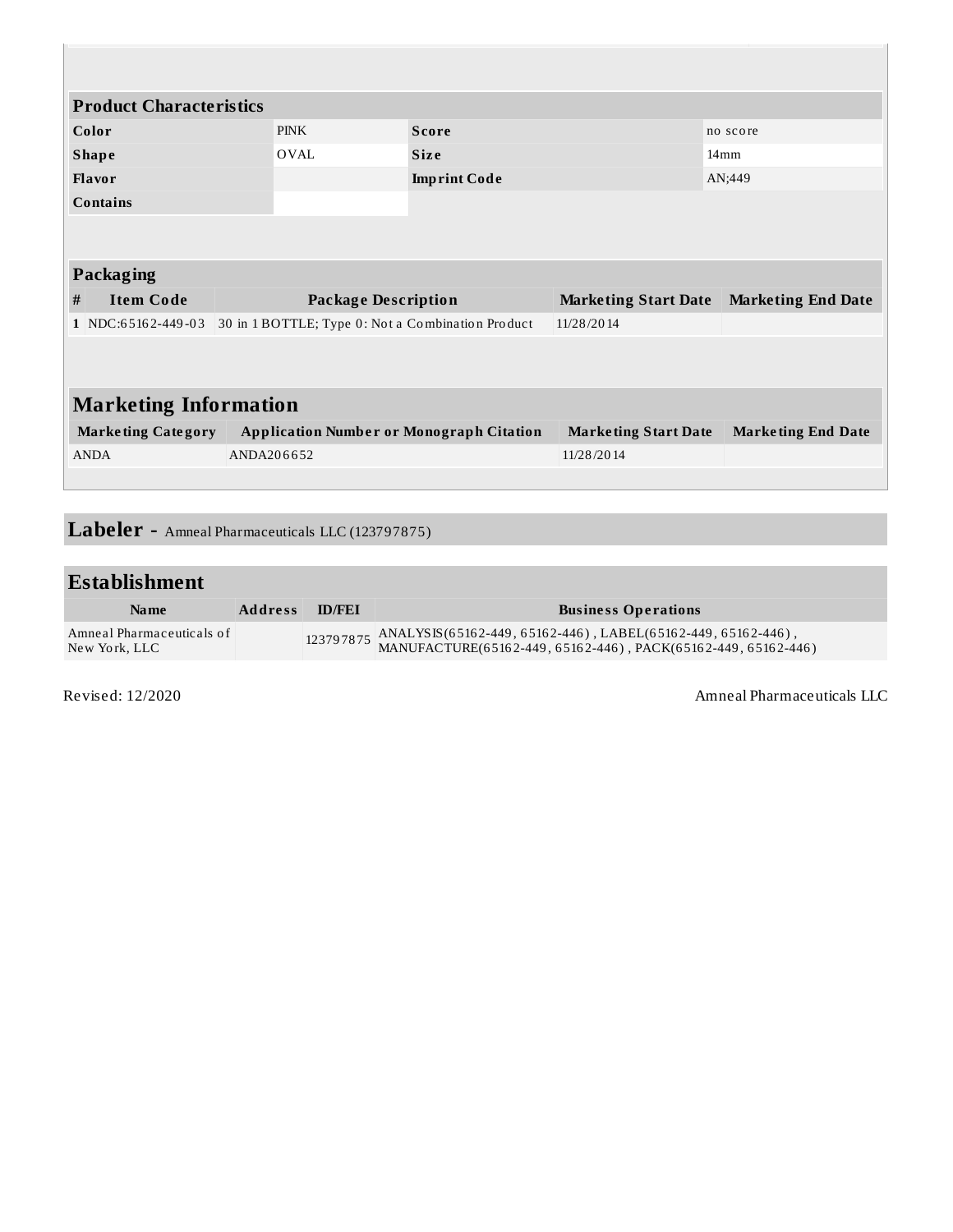### Product Characteristics

| | | | |
|---|---|---|---|
| **Color** | PINK | **Score** | no score |
| **Shape** | OVAL | **Size** | 14mm |
| **Flavor** | | **Imprint Code** | AN;449 |
| **Contains** | | | |

### Packaging

| # | Item Code | Package Description | Marketing Start Date | Marketing End Date |
|---|---|---|---|---|
| 1 | NDC:65162-449-03 | 30 in 1 BOTTLE; Type 0: Not a Combination Product | 11/28/2014 | |

### Marketing Information

| Marketing Category | Application Number or Monograph Citation | Marketing Start Date | Marketing End Date |
|---|---|---|---|
| ANDA | ANDA206652 | 11/28/2014 | |

## Labeler - Amneal Pharmaceuticals LLC (123797875)

## Establishment

| Name | Address | ID/FEI | Business Operations |
|---|---|---|---|
| Amneal Pharmaceuticals of New York, LLC | | 123797875 | ANALYSIS(65162-449, 65162-446), LABEL(65162-449, 65162-446), MANUFACTURE(65162-449, 65162-446), PACK(65162-449, 65162-446) |

Revised: 12/2020

Amneal Pharmaceuticals LLC